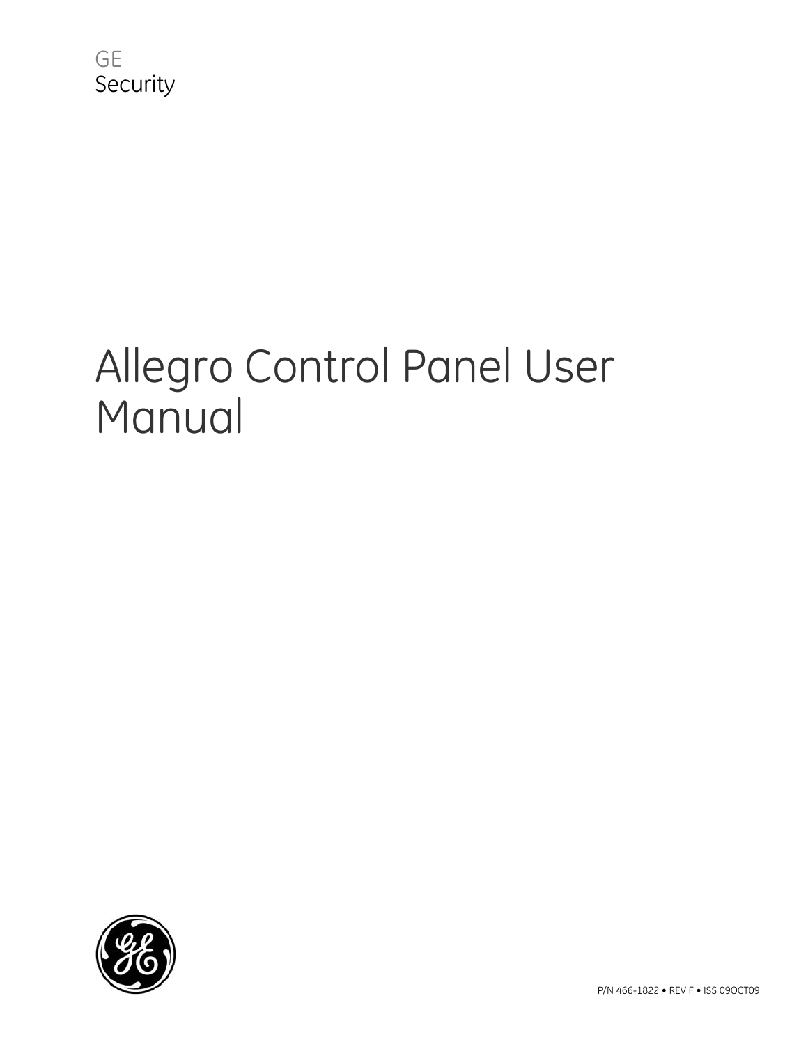GE
Security

# Allegro Control Panel User Manual

P/N 466-1822 • REV F • ISS 09OCT09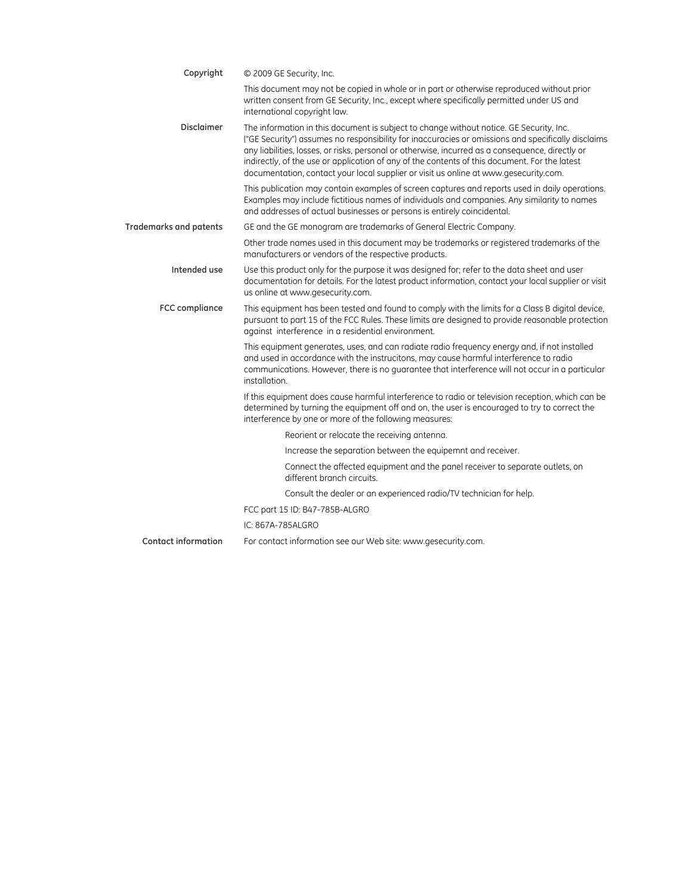**Copyright**

© 2009 GE Security, Inc.

This document may not be copied in whole or in part or otherwise reproduced without prior written consent from GE Security, Inc., except where specifically permitted under US and international copyright law.

**Disclaimer**

The information in this document is subject to change without notice. GE Security, Inc. ("GE Security") assumes no responsibility for inaccuracies or omissions and specifically disclaims any liabilities, losses, or risks, personal or otherwise, incurred as a consequence, directly or indirectly, of the use or application of any of the contents of this document. For the latest documentation, contact your local supplier or visit us online at www.gesecurity.com.

This publication may contain examples of screen captures and reports used in daily operations. Examples may include fictitious names of individuals and companies. Any similarity to names and addresses of actual businesses or persons is entirely coincidental.

**Trademarks and patents**

GE and the GE monogram are trademarks of General Electric Company.

Other trade names used in this document may be trademarks or registered trademarks of the manufacturers or vendors of the respective products.

**Intended use**

Use this product only for the purpose it was designed for; refer to the data sheet and user documentation for details. For the latest product information, contact your local supplier or visit us online at www.gesecurity.com.

**FCC compliance**

This equipment has been tested and found to comply with the limits for a Class B digital device, pursuant to part 15 of the FCC Rules. These limits are designed to provide reasonable protection against interference in a residential environment.

This equipment generates, uses, and can radiate radio frequency energy and, if not installed and used in accordance with the instrucitons, may cause harmful interference to radio communications. However, there is no guarantee that interference will not occur in a particular installation.

If this equipment does cause harmful interference to radio or television reception, which can be determined by turning the equipment off and on, the user is encouraged to try to correct the interference by one or more of the following measures:

- Reorient or relocate the receiving antenna.
- Increase the separation between the equipemnt and receiver.
- Connect the affected equipment and the panel receiver to separate outlets, on different branch circuits.
- Consult the dealer or an experienced radio/TV technician for help.

FCC part 15 ID: B47-785B-ALGRO

IC: 867A-785ALGRO

**Contact information**

For contact information see our Web site: www.gesecurity.com.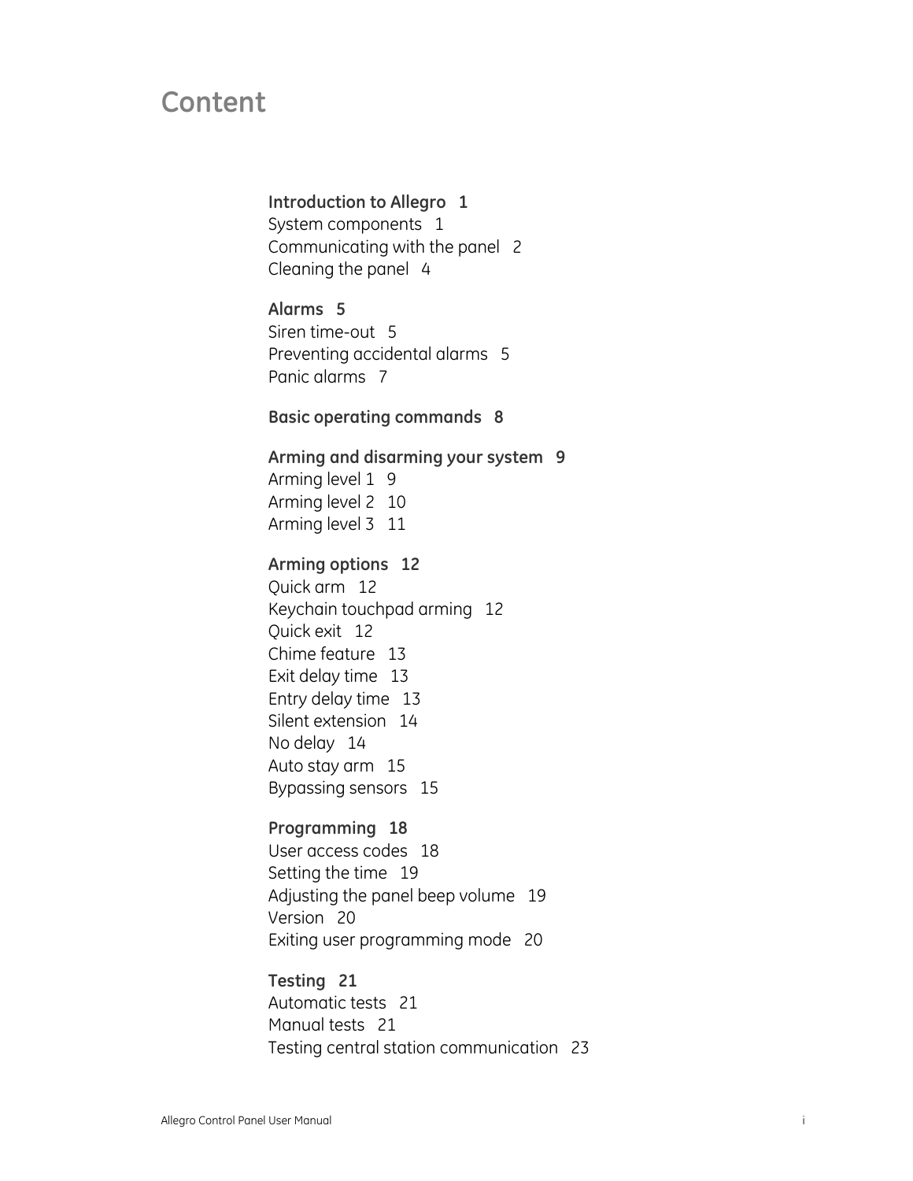# Content

**Introduction to Allegro 1**
System components 1
Communicating with the panel 2
Cleaning the panel 4

**Alarms 5**
Siren time-out 5
Preventing accidental alarms 5
Panic alarms 7

**Basic operating commands 8**

**Arming and disarming your system 9**
Arming level 1 9
Arming level 2 10
Arming level 3 11

**Arming options 12**
Quick arm 12
Keychain touchpad arming 12
Quick exit 12
Chime feature 13
Exit delay time 13
Entry delay time 13
Silent extension 14
No delay 14
Auto stay arm 15
Bypassing sensors 15

**Programming 18**
User access codes 18
Setting the time 19
Adjusting the panel beep volume 19
Version 20
Exiting user programming mode 20

**Testing 21**
Automatic tests 21
Manual tests 21
Testing central station communication 23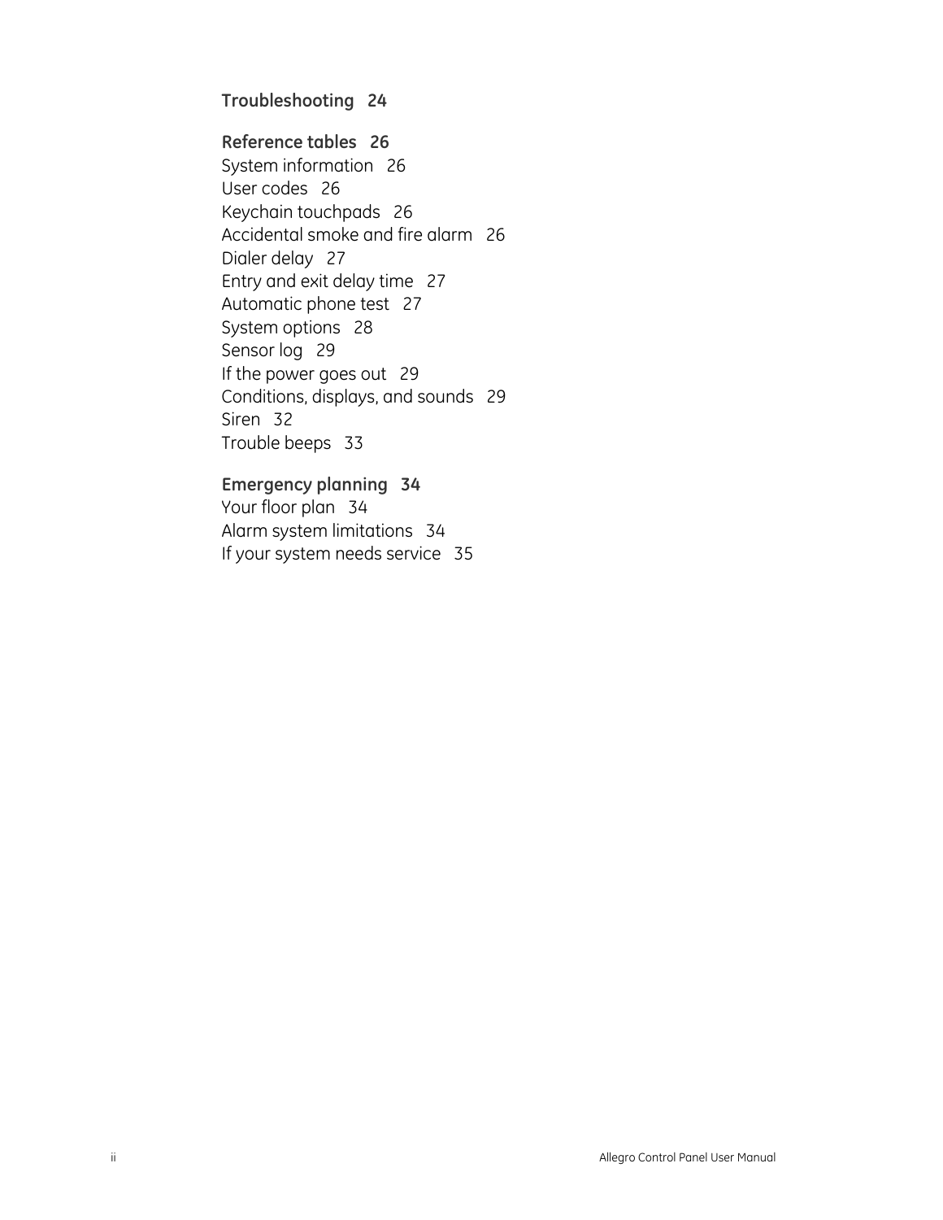**Troubleshooting 24**

**Reference tables 26**
System information 26
User codes 26
Keychain touchpads 26
Accidental smoke and fire alarm 26
Dialer delay 27
Entry and exit delay time 27
Automatic phone test 27
System options 28
Sensor log 29
If the power goes out 29
Conditions, displays, and sounds 29
Siren 32
Trouble beeps 33

**Emergency planning 34**
Your floor plan 34
Alarm system limitations 34
If your system needs service 35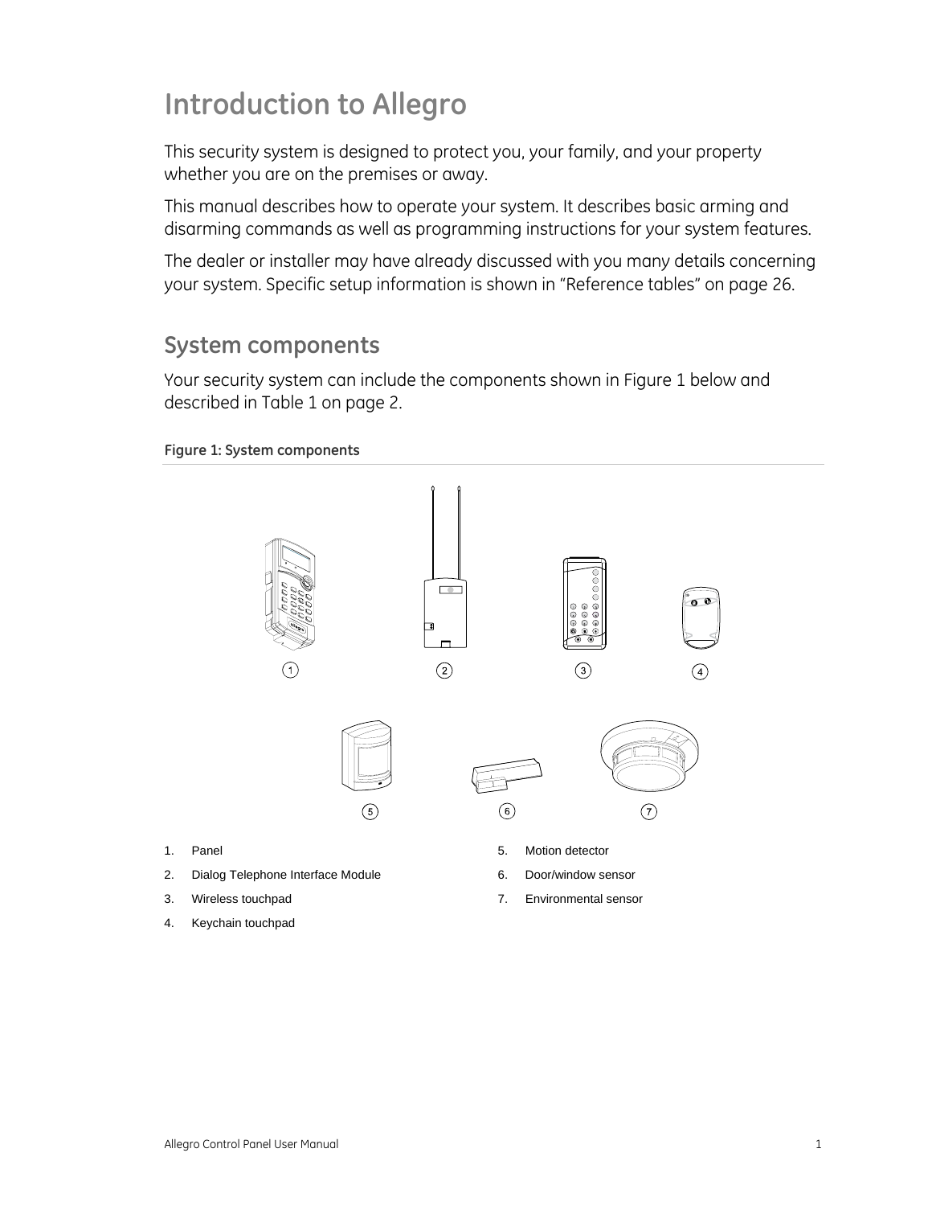# Introduction to Allegro

This security system is designed to protect you, your family, and your property whether you are on the premises or away.

This manual describes how to operate your system. It describes basic arming and disarming commands as well as programming instructions for your system features.

The dealer or installer may have already discussed with you many details concerning your system. Specific setup information is shown in "Reference tables" on page 26.

## System components

Your security system can include the components shown in Figure 1 below and described in Table 1 on page 2.

**Figure 1: System components**

1. Panel
2. Dialog Telephone Interface Module
3. Wireless touchpad
4. Keychain touchpad
5. Motion detector
6. Door/window sensor
7. Environmental sensor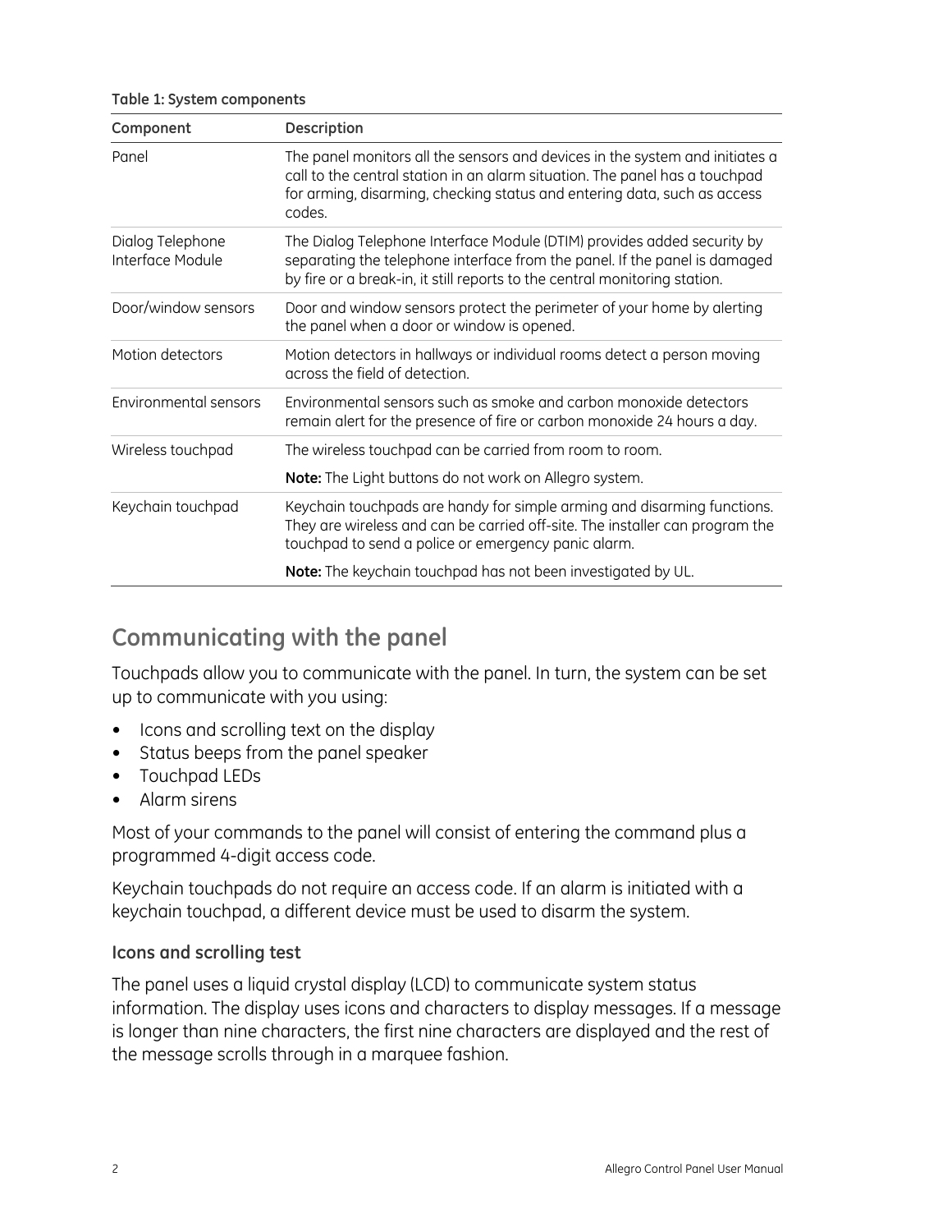**Table 1: System components**

| Component | Description |
|---|---|
| Panel | The panel monitors all the sensors and devices in the system and initiates a call to the central station in an alarm situation. The panel has a touchpad for arming, disarming, checking status and entering data, such as access codes. |
| Dialog Telephone Interface Module | The Dialog Telephone Interface Module (DTIM) provides added security by separating the telephone interface from the panel. If the panel is damaged by fire or a break-in, it still reports to the central monitoring station. |
| Door/window sensors | Door and window sensors protect the perimeter of your home by alerting the panel when a door or window is opened. |
| Motion detectors | Motion detectors in hallways or individual rooms detect a person moving across the field of detection. |
| Environmental sensors | Environmental sensors such as smoke and carbon monoxide detectors remain alert for the presence of fire or carbon monoxide 24 hours a day. |
| Wireless touchpad | The wireless touchpad can be carried from room to room.<br><br>**Note:** The Light buttons do not work on Allegro system. |
| Keychain touchpad | Keychain touchpads are handy for simple arming and disarming functions. They are wireless and can be carried off-site. The installer can program the touchpad to send a police or emergency panic alarm.<br><br>**Note:** The keychain touchpad has not been investigated by UL. |

## Communicating with the panel

Touchpads allow you to communicate with the panel. In turn, the system can be set up to communicate with you using:

- Icons and scrolling text on the display
- Status beeps from the panel speaker
- Touchpad LEDs
- Alarm sirens

Most of your commands to the panel will consist of entering the command plus a programmed 4-digit access code.

Keychain touchpads do not require an access code. If an alarm is initiated with a keychain touchpad, a different device must be used to disarm the system.

### Icons and scrolling test

The panel uses a liquid crystal display (LCD) to communicate system status information. The display uses icons and characters to display messages. If a message is longer than nine characters, the first nine characters are displayed and the rest of the message scrolls through in a marquee fashion.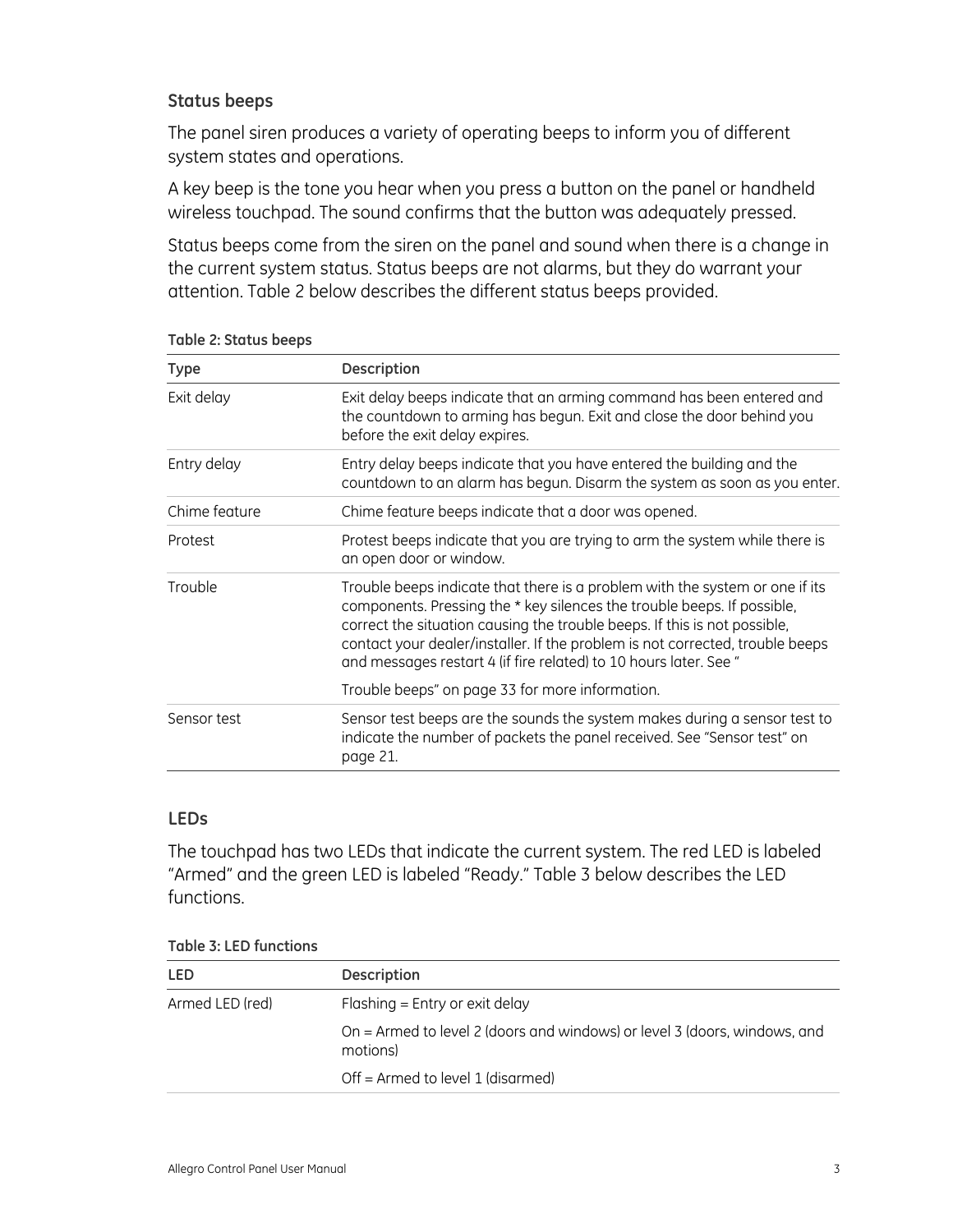### Status beeps

The panel siren produces a variety of operating beeps to inform you of different system states and operations.

A key beep is the tone you hear when you press a button on the panel or handheld wireless touchpad. The sound confirms that the button was adequately pressed.

Status beeps come from the siren on the panel and sound when there is a change in the current system status. Status beeps are not alarms, but they do warrant your attention. Table 2 below describes the different status beeps provided.

**Table 2: Status beeps**

| Type | Description |
|---|---|
| Exit delay | Exit delay beeps indicate that an arming command has been entered and the countdown to arming has begun. Exit and close the door behind you before the exit delay expires. |
| Entry delay | Entry delay beeps indicate that you have entered the building and the countdown to an alarm has begun. Disarm the system as soon as you enter. |
| Chime feature | Chime feature beeps indicate that a door was opened. |
| Protest | Protest beeps indicate that you are trying to arm the system while there is an open door or window. |
| Trouble | Trouble beeps indicate that there is a problem with the system or one if its components. Pressing the * key silences the trouble beeps. If possible, correct the situation causing the trouble beeps. If this is not possible, contact your dealer/installer. If the problem is not corrected, trouble beeps and messages restart 4 (if fire related) to 10 hours later. See "Trouble beeps" on page 33 for more information. |
| Sensor test | Sensor test beeps are the sounds the system makes during a sensor test to indicate the number of packets the panel received. See "Sensor test" on page 21. |

### LEDs

The touchpad has two LEDs that indicate the current system. The red LED is labeled "Armed" and the green LED is labeled "Ready." Table 3 below describes the LED functions.

**Table 3: LED functions**

| LED | Description |
|---|---|
| Armed LED (red) | Flashing = Entry or exit delay |
| | On = Armed to level 2 (doors and windows) or level 3 (doors, windows, and motions) |
| | Off = Armed to level 1 (disarmed) |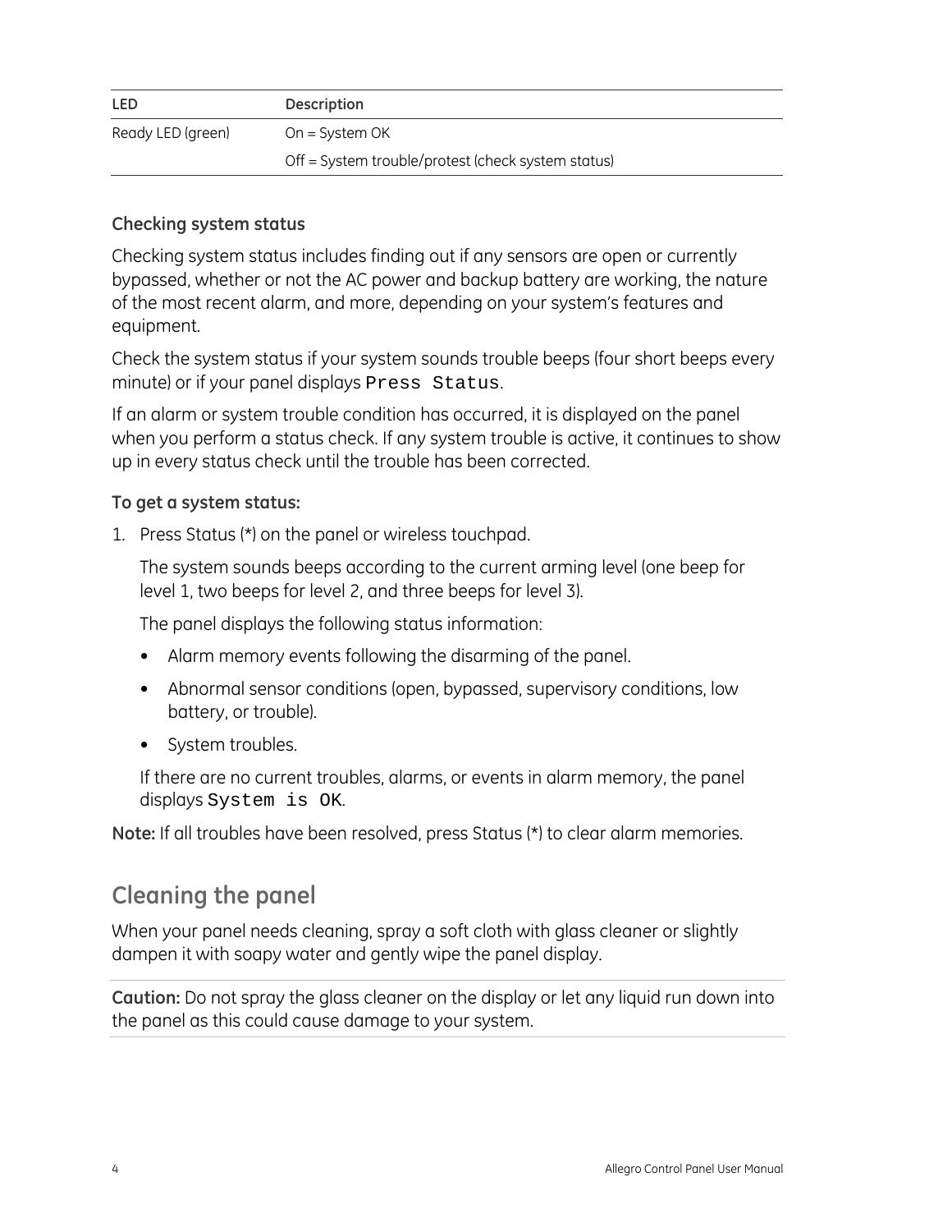| LED | Description |
| --- | --- |
| Ready LED (green) | On = System OK |
| | Off = System trouble/protest (check system status) |

### Checking system status

Checking system status includes finding out if any sensors are open or currently bypassed, whether or not the AC power and backup battery are working, the nature of the most recent alarm, and more, depending on your system's features and equipment.

Check the system status if your system sounds trouble beeps (four short beeps every minute) or if your panel displays `Press Status`.

If an alarm or system trouble condition has occurred, it is displayed on the panel when you perform a status check. If any system trouble is active, it continues to show up in every status check until the trouble has been corrected.

**To get a system status:**

1. Press Status (*) on the panel or wireless touchpad.

   The system sounds beeps according to the current arming level (one beep for level 1, two beeps for level 2, and three beeps for level 3).

   The panel displays the following status information:

   - Alarm memory events following the disarming of the panel.
   - Abnormal sensor conditions (open, bypassed, supervisory conditions, low battery, or trouble).
   - System troubles.

   If there are no current troubles, alarms, or events in alarm memory, the panel displays `System is OK`.

**Note:** If all troubles have been resolved, press Status (*) to clear alarm memories.

## Cleaning the panel

When your panel needs cleaning, spray a soft cloth with glass cleaner or slightly dampen it with soapy water and gently wipe the panel display.

**Caution:** Do not spray the glass cleaner on the display or let any liquid run down into the panel as this could cause damage to your system.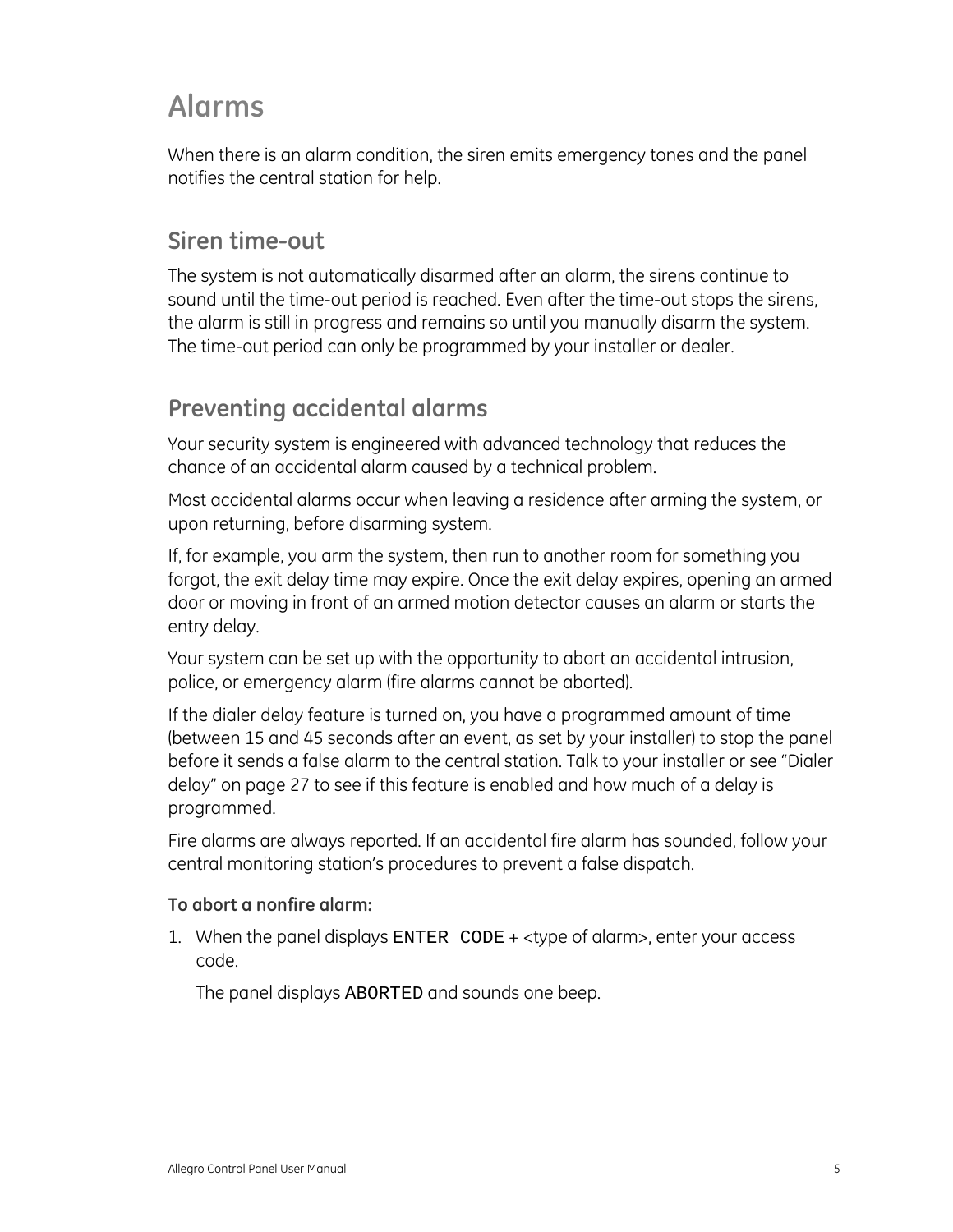# Alarms

When there is an alarm condition, the siren emits emergency tones and the panel notifies the central station for help.

## Siren time-out

The system is not automatically disarmed after an alarm, the sirens continue to sound until the time-out period is reached. Even after the time-out stops the sirens, the alarm is still in progress and remains so until you manually disarm the system. The time-out period can only be programmed by your installer or dealer.

## Preventing accidental alarms

Your security system is engineered with advanced technology that reduces the chance of an accidental alarm caused by a technical problem.

Most accidental alarms occur when leaving a residence after arming the system, or upon returning, before disarming system.

If, for example, you arm the system, then run to another room for something you forgot, the exit delay time may expire. Once the exit delay expires, opening an armed door or moving in front of an armed motion detector causes an alarm or starts the entry delay.

Your system can be set up with the opportunity to abort an accidental intrusion, police, or emergency alarm (fire alarms cannot be aborted).

If the dialer delay feature is turned on, you have a programmed amount of time (between 15 and 45 seconds after an event, as set by your installer) to stop the panel before it sends a false alarm to the central station. Talk to your installer or see "Dialer delay" on page 27 to see if this feature is enabled and how much of a delay is programmed.

Fire alarms are always reported. If an accidental fire alarm has sounded, follow your central monitoring station's procedures to prevent a false dispatch.

**To abort a nonfire alarm:**

1. When the panel displays `ENTER CODE` + <type of alarm>, enter your access code.

   The panel displays `ABORTED` and sounds one beep.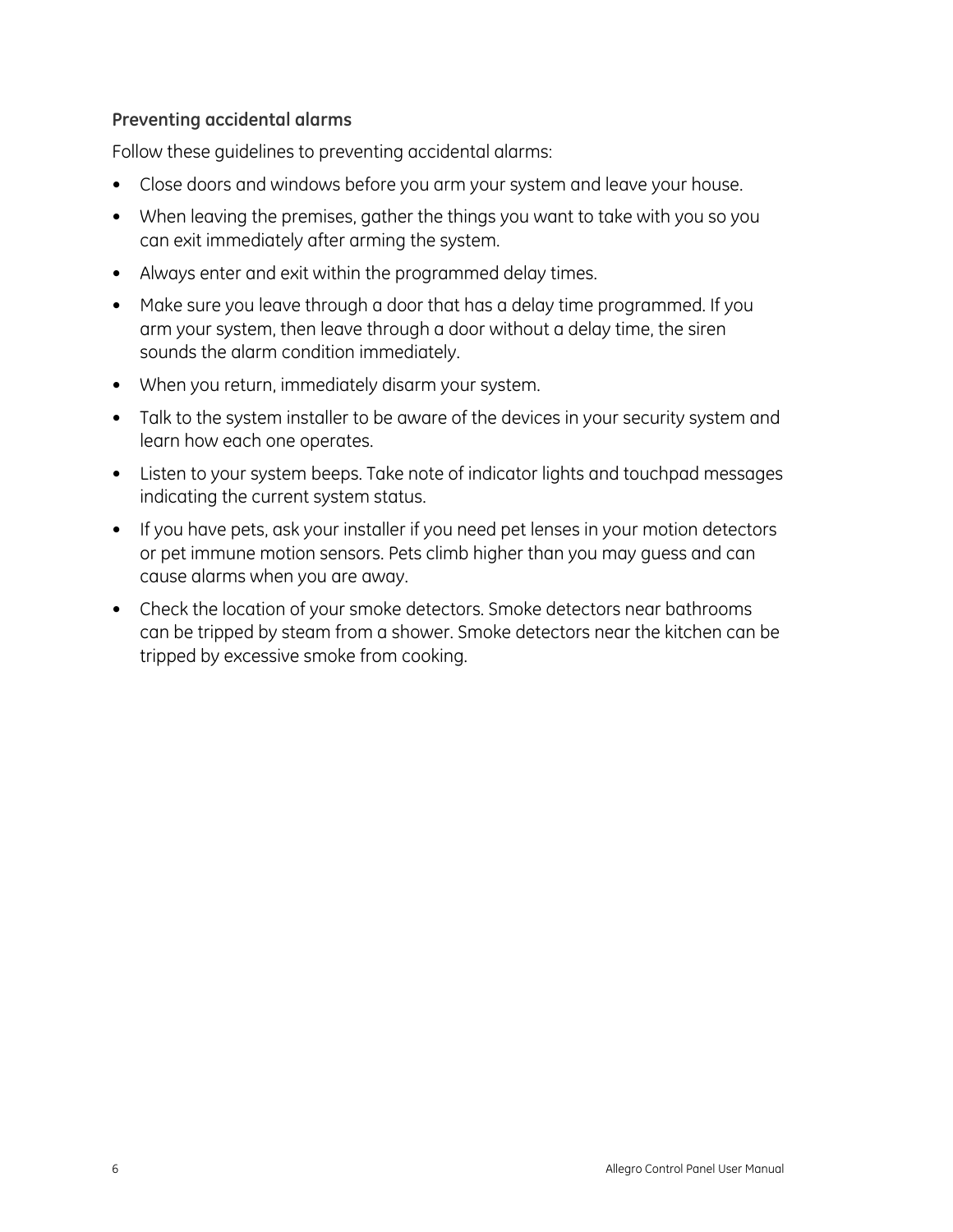### Preventing accidental alarms

Follow these guidelines to preventing accidental alarms:

- Close doors and windows before you arm your system and leave your house.
- When leaving the premises, gather the things you want to take with you so you can exit immediately after arming the system.
- Always enter and exit within the programmed delay times.
- Make sure you leave through a door that has a delay time programmed. If you arm your system, then leave through a door without a delay time, the siren sounds the alarm condition immediately.
- When you return, immediately disarm your system.
- Talk to the system installer to be aware of the devices in your security system and learn how each one operates.
- Listen to your system beeps. Take note of indicator lights and touchpad messages indicating the current system status.
- If you have pets, ask your installer if you need pet lenses in your motion detectors or pet immune motion sensors. Pets climb higher than you may guess and can cause alarms when you are away.
- Check the location of your smoke detectors. Smoke detectors near bathrooms can be tripped by steam from a shower. Smoke detectors near the kitchen can be tripped by excessive smoke from cooking.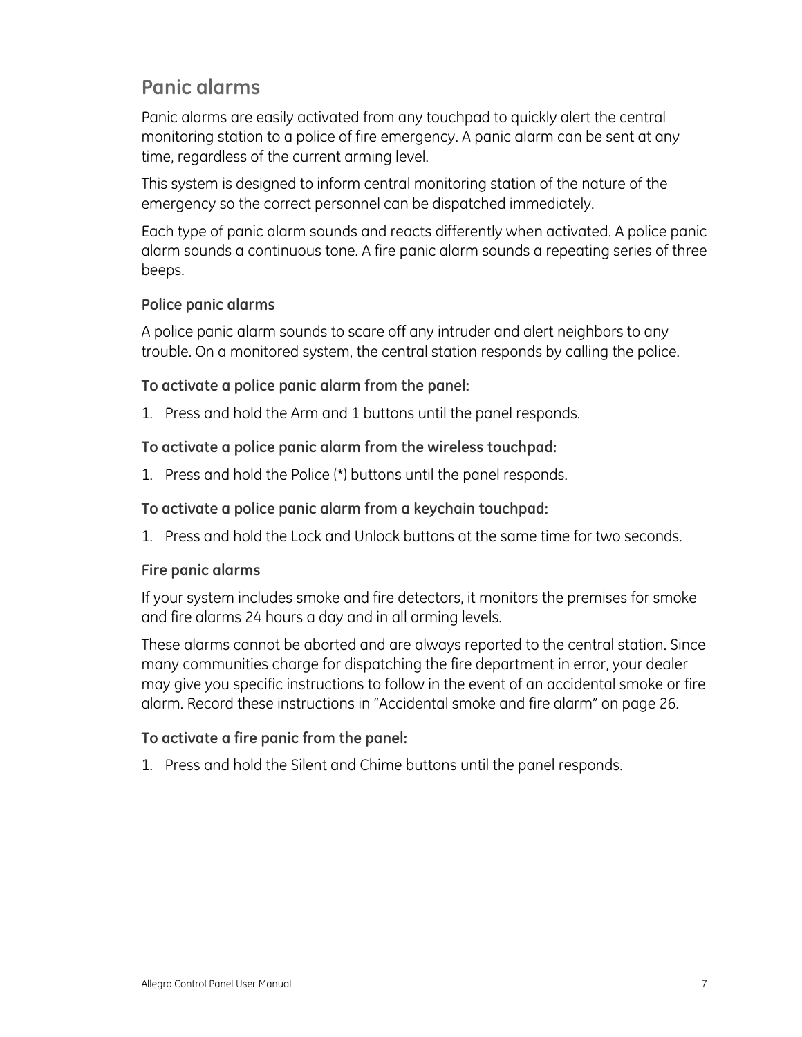## Panic alarms

Panic alarms are easily activated from any touchpad to quickly alert the central monitoring station to a police of fire emergency. A panic alarm can be sent at any time, regardless of the current arming level.

This system is designed to inform central monitoring station of the nature of the emergency so the correct personnel can be dispatched immediately.

Each type of panic alarm sounds and reacts differently when activated. A police panic alarm sounds a continuous tone. A fire panic alarm sounds a repeating series of three beeps.

### Police panic alarms

A police panic alarm sounds to scare off any intruder and alert neighbors to any trouble. On a monitored system, the central station responds by calling the police.

**To activate a police panic alarm from the panel:**

1. Press and hold the Arm and 1 buttons until the panel responds.

**To activate a police panic alarm from the wireless touchpad:**

1. Press and hold the Police (*) buttons until the panel responds.

**To activate a police panic alarm from a keychain touchpad:**

1. Press and hold the Lock and Unlock buttons at the same time for two seconds.

### Fire panic alarms

If your system includes smoke and fire detectors, it monitors the premises for smoke and fire alarms 24 hours a day and in all arming levels.

These alarms cannot be aborted and are always reported to the central station. Since many communities charge for dispatching the fire department in error, your dealer may give you specific instructions to follow in the event of an accidental smoke or fire alarm. Record these instructions in “Accidental smoke and fire alarm” on page 26.

**To activate a fire panic from the panel:**

1. Press and hold the Silent and Chime buttons until the panel responds.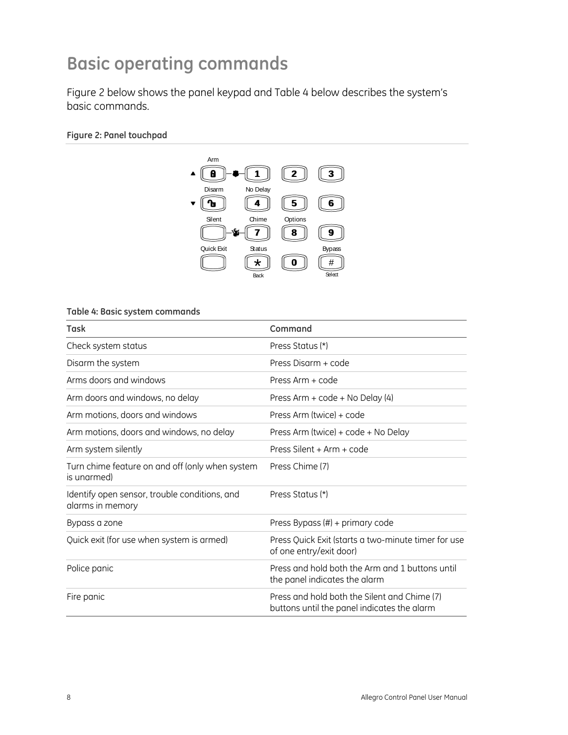# Basic operating commands

Figure 2 below shows the panel keypad and Table 4 below describes the system's basic commands.

**Figure 2: Panel touchpad**

**Table 4: Basic system commands**

| Task | Command |
| --- | --- |
| Check system status | Press Status (*) |
| Disarm the system | Press Disarm + code |
| Arms doors and windows | Press Arm + code |
| Arm doors and windows, no delay | Press Arm + code + No Delay (4) |
| Arm motions, doors and windows | Press Arm (twice) + code |
| Arm motions, doors and windows, no delay | Press Arm (twice) + code + No Delay |
| Arm system silently | Press Silent + Arm + code |
| Turn chime feature on and off (only when system is unarmed) | Press Chime (7) |
| Identify open sensor, trouble conditions, and alarms in memory | Press Status (*) |
| Bypass a zone | Press Bypass (#) + primary code |
| Quick exit (for use when system is armed) | Press Quick Exit (starts a two-minute timer for use of one entry/exit door) |
| Police panic | Press and hold both the Arm and 1 buttons until the panel indicates the alarm |
| Fire panic | Press and hold both the Silent and Chime (7) buttons until the panel indicates the alarm |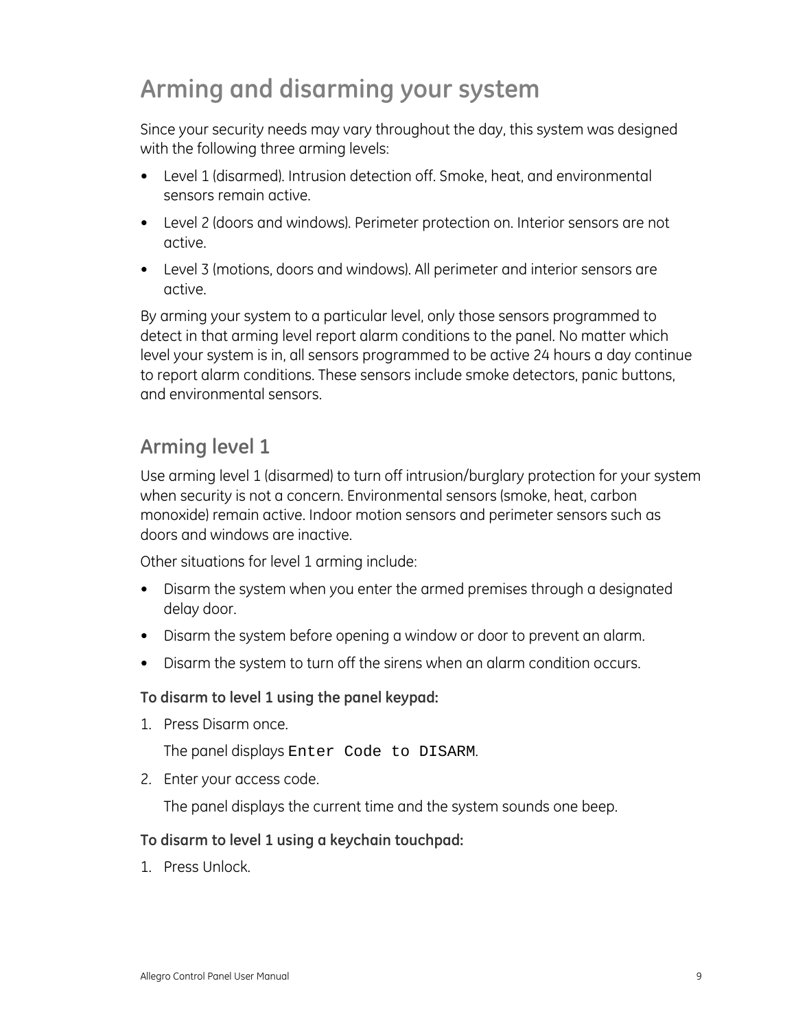# Arming and disarming your system

Since your security needs may vary throughout the day, this system was designed with the following three arming levels:

- Level 1 (disarmed). Intrusion detection off. Smoke, heat, and environmental sensors remain active.
- Level 2 (doors and windows). Perimeter protection on. Interior sensors are not active.
- Level 3 (motions, doors and windows). All perimeter and interior sensors are active.

By arming your system to a particular level, only those sensors programmed to detect in that arming level report alarm conditions to the panel. No matter which level your system is in, all sensors programmed to be active 24 hours a day continue to report alarm conditions. These sensors include smoke detectors, panic buttons, and environmental sensors.

## Arming level 1

Use arming level 1 (disarmed) to turn off intrusion/burglary protection for your system when security is not a concern. Environmental sensors (smoke, heat, carbon monoxide) remain active. Indoor motion sensors and perimeter sensors such as doors and windows are inactive.

Other situations for level 1 arming include:

- Disarm the system when you enter the armed premises through a designated delay door.
- Disarm the system before opening a window or door to prevent an alarm.
- Disarm the system to turn off the sirens when an alarm condition occurs.

**To disarm to level 1 using the panel keypad:**

1. Press Disarm once.

   The panel displays `Enter Code to DISARM`.

2. Enter your access code.

   The panel displays the current time and the system sounds one beep.

**To disarm to level 1 using a keychain touchpad:**

1. Press Unlock.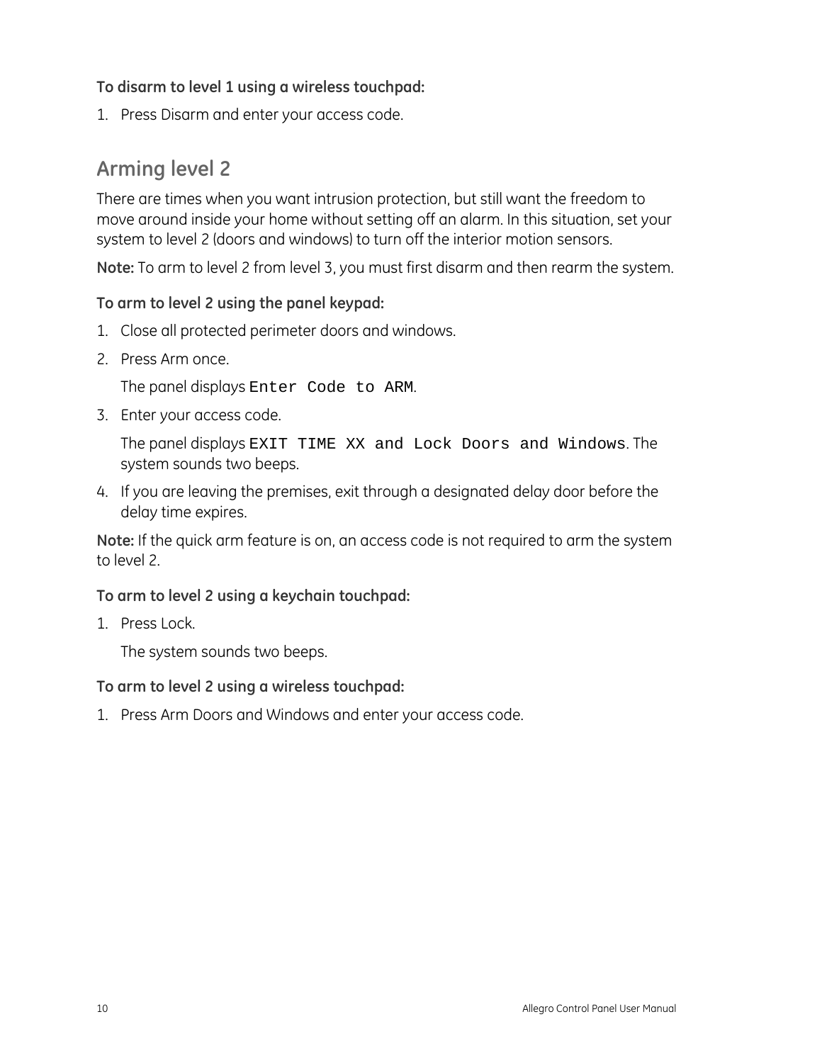**To disarm to level 1 using a wireless touchpad:**

1. Press Disarm and enter your access code.

## Arming level 2

There are times when you want intrusion protection, but still want the freedom to move around inside your home without setting off an alarm. In this situation, set your system to level 2 (doors and windows) to turn off the interior motion sensors.

**Note:** To arm to level 2 from level 3, you must first disarm and then rearm the system.

**To arm to level 2 using the panel keypad:**

1. Close all protected perimeter doors and windows.
2. Press Arm once.

   The panel displays `Enter Code to ARM`.
3. Enter your access code.

   The panel displays `EXIT TIME XX and Lock Doors and Windows`. The system sounds two beeps.
4. If you are leaving the premises, exit through a designated delay door before the delay time expires.

**Note:** If the quick arm feature is on, an access code is not required to arm the system to level 2.

**To arm to level 2 using a keychain touchpad:**

1. Press Lock.

   The system sounds two beeps.

**To arm to level 2 using a wireless touchpad:**

1. Press Arm Doors and Windows and enter your access code.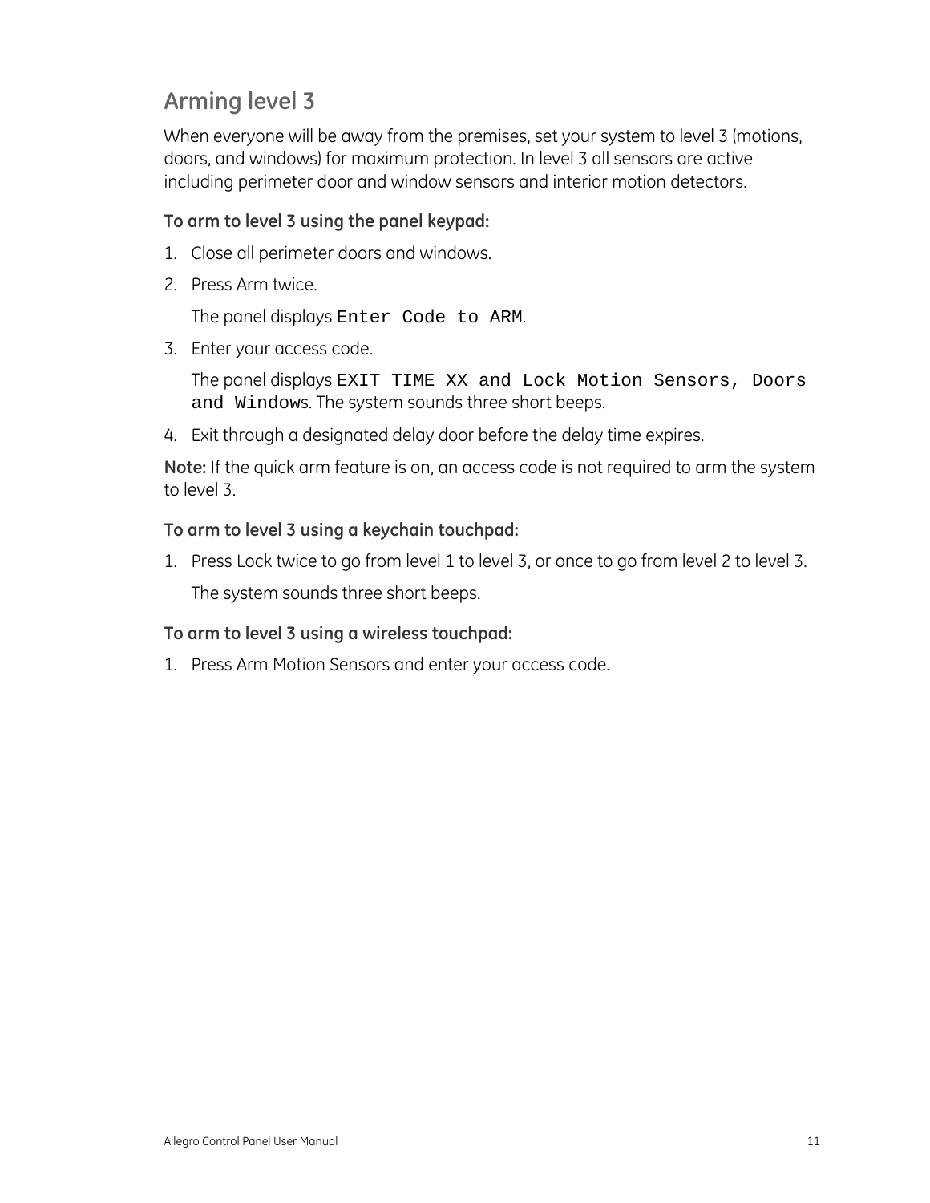## Arming level 3

When everyone will be away from the premises, set your system to level 3 (motions, doors, and windows) for maximum protection. In level 3 all sensors are active including perimeter door and window sensors and interior motion detectors.

**To arm to level 3 using the panel keypad:**

1. Close all perimeter doors and windows.
2. Press Arm twice.

   The panel displays `Enter Code to ARM`.
3. Enter your access code.

   The panel displays `EXIT TIME XX and Lock Motion Sensors, Doors and Window`s. The system sounds three short beeps.
4. Exit through a designated delay door before the delay time expires.

**Note:** If the quick arm feature is on, an access code is not required to arm the system to level 3.

**To arm to level 3 using a keychain touchpad:**

1. Press Lock twice to go from level 1 to level 3, or once to go from level 2 to level 3.

   The system sounds three short beeps.

**To arm to level 3 using a wireless touchpad:**

1. Press Arm Motion Sensors and enter your access code.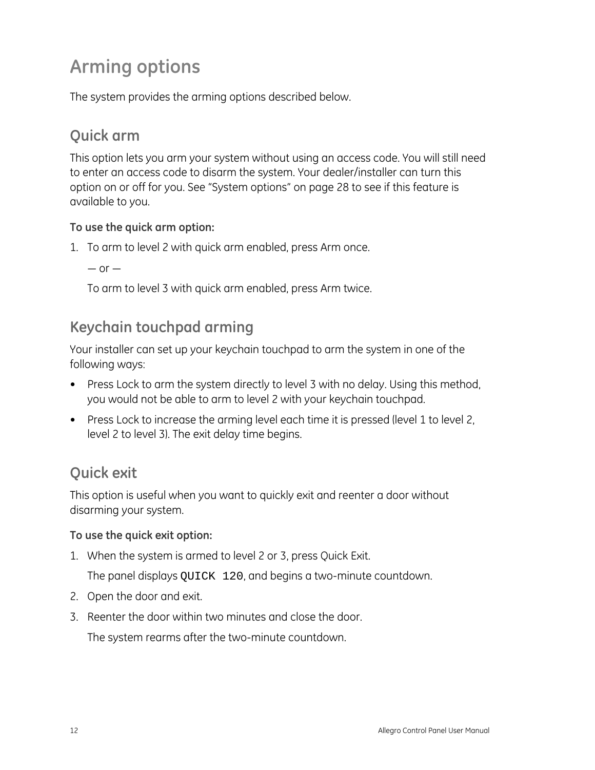# Arming options

The system provides the arming options described below.

## Quick arm

This option lets you arm your system without using an access code. You will still need to enter an access code to disarm the system. Your dealer/installer can turn this option on or off for you. See "System options" on page 28 to see if this feature is available to you.

**To use the quick arm option:**

1. To arm to level 2 with quick arm enabled, press Arm once.

   — or —

   To arm to level 3 with quick arm enabled, press Arm twice.

## Keychain touchpad arming

Your installer can set up your keychain touchpad to arm the system in one of the following ways:

- Press Lock to arm the system directly to level 3 with no delay. Using this method, you would not be able to arm to level 2 with your keychain touchpad.
- Press Lock to increase the arming level each time it is pressed (level 1 to level 2, level 2 to level 3). The exit delay time begins.

## Quick exit

This option is useful when you want to quickly exit and reenter a door without disarming your system.

**To use the quick exit option:**

1. When the system is armed to level 2 or 3, press Quick Exit.

   The panel displays `QUICK 120`, and begins a two-minute countdown.

2. Open the door and exit.
3. Reenter the door within two minutes and close the door.

   The system rearms after the two-minute countdown.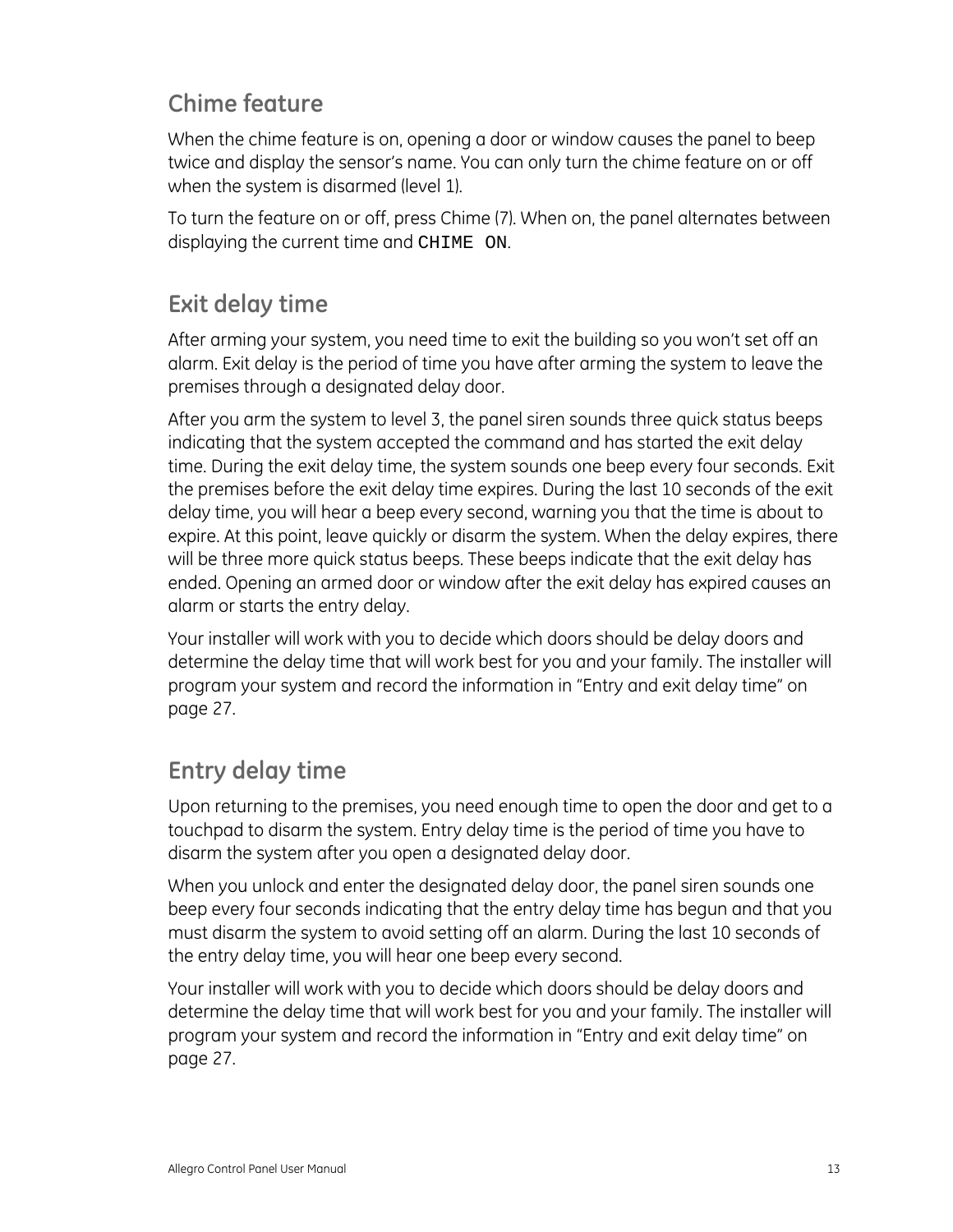## Chime feature

When the chime feature is on, opening a door or window causes the panel to beep twice and display the sensor's name. You can only turn the chime feature on or off when the system is disarmed (level 1).

To turn the feature on or off, press Chime (7). When on, the panel alternates between displaying the current time and `CHIME ON`.

## Exit delay time

After arming your system, you need time to exit the building so you won't set off an alarm. Exit delay is the period of time you have after arming the system to leave the premises through a designated delay door.

After you arm the system to level 3, the panel siren sounds three quick status beeps indicating that the system accepted the command and has started the exit delay time. During the exit delay time, the system sounds one beep every four seconds. Exit the premises before the exit delay time expires. During the last 10 seconds of the exit delay time, you will hear a beep every second, warning you that the time is about to expire. At this point, leave quickly or disarm the system. When the delay expires, there will be three more quick status beeps. These beeps indicate that the exit delay has ended. Opening an armed door or window after the exit delay has expired causes an alarm or starts the entry delay.

Your installer will work with you to decide which doors should be delay doors and determine the delay time that will work best for you and your family. The installer will program your system and record the information in "Entry and exit delay time" on page 27.

## Entry delay time

Upon returning to the premises, you need enough time to open the door and get to a touchpad to disarm the system. Entry delay time is the period of time you have to disarm the system after you open a designated delay door.

When you unlock and enter the designated delay door, the panel siren sounds one beep every four seconds indicating that the entry delay time has begun and that you must disarm the system to avoid setting off an alarm. During the last 10 seconds of the entry delay time, you will hear one beep every second.

Your installer will work with you to decide which doors should be delay doors and determine the delay time that will work best for you and your family. The installer will program your system and record the information in "Entry and exit delay time" on page 27.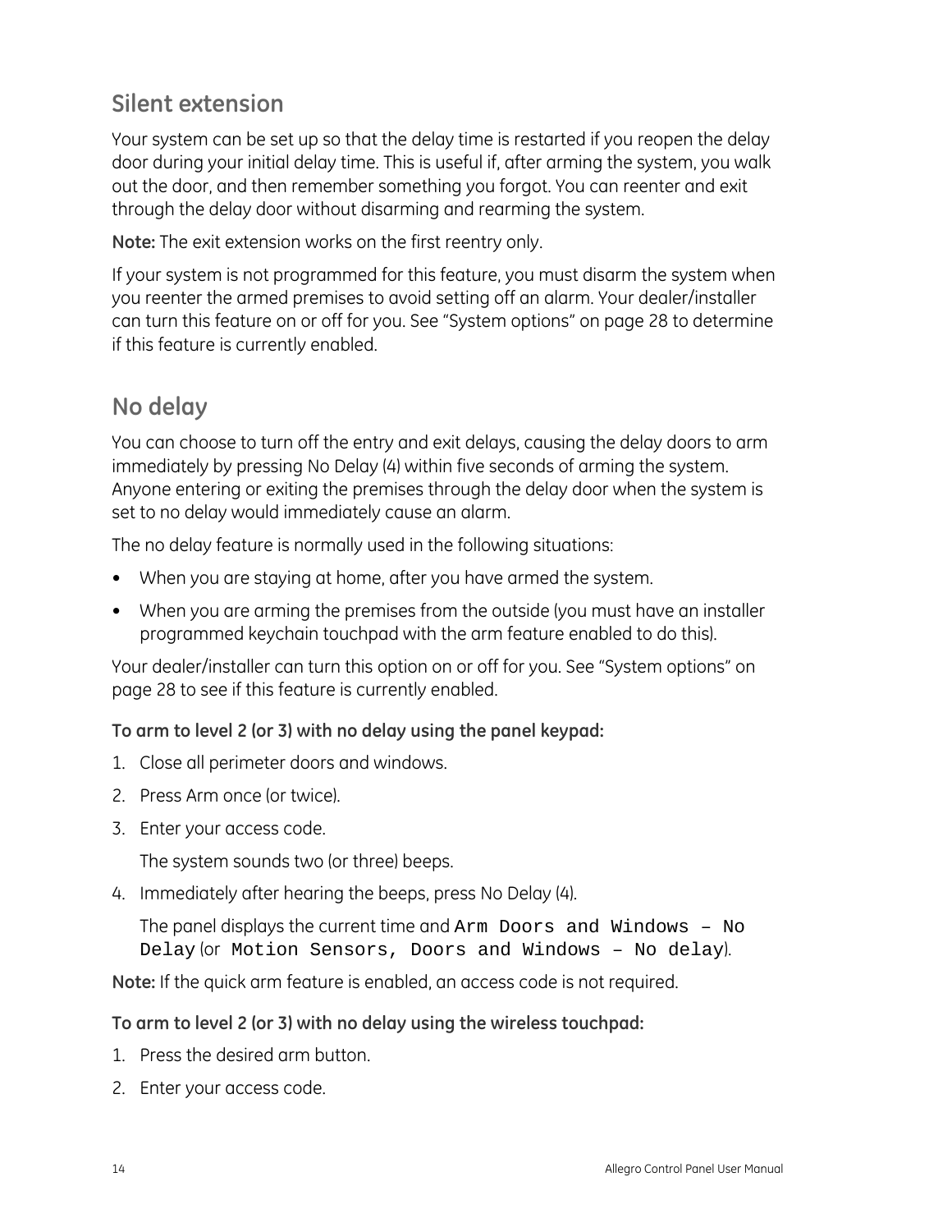## Silent extension

Your system can be set up so that the delay time is restarted if you reopen the delay door during your initial delay time. This is useful if, after arming the system, you walk out the door, and then remember something you forgot. You can reenter and exit through the delay door without disarming and rearming the system.

**Note:** The exit extension works on the first reentry only.

If your system is not programmed for this feature, you must disarm the system when you reenter the armed premises to avoid setting off an alarm. Your dealer/installer can turn this feature on or off for you. See "System options" on page 28 to determine if this feature is currently enabled.

## No delay

You can choose to turn off the entry and exit delays, causing the delay doors to arm immediately by pressing No Delay (4) within five seconds of arming the system. Anyone entering or exiting the premises through the delay door when the system is set to no delay would immediately cause an alarm.

The no delay feature is normally used in the following situations:

- When you are staying at home, after you have armed the system.
- When you are arming the premises from the outside (you must have an installer programmed keychain touchpad with the arm feature enabled to do this).

Your dealer/installer can turn this option on or off for you. See "System options" on page 28 to see if this feature is currently enabled.

**To arm to level 2 (or 3) with no delay using the panel keypad:**

1. Close all perimeter doors and windows.
2. Press Arm once (or twice).
3. Enter your access code.

   The system sounds two (or three) beeps.
4. Immediately after hearing the beeps, press No Delay (4).

   The panel displays the current time and `Arm Doors and Windows – No Delay` (or `Motion Sensors, Doors and Windows – No delay`).

**Note:** If the quick arm feature is enabled, an access code is not required.

**To arm to level 2 (or 3) with no delay using the wireless touchpad:**

1. Press the desired arm button.
2. Enter your access code.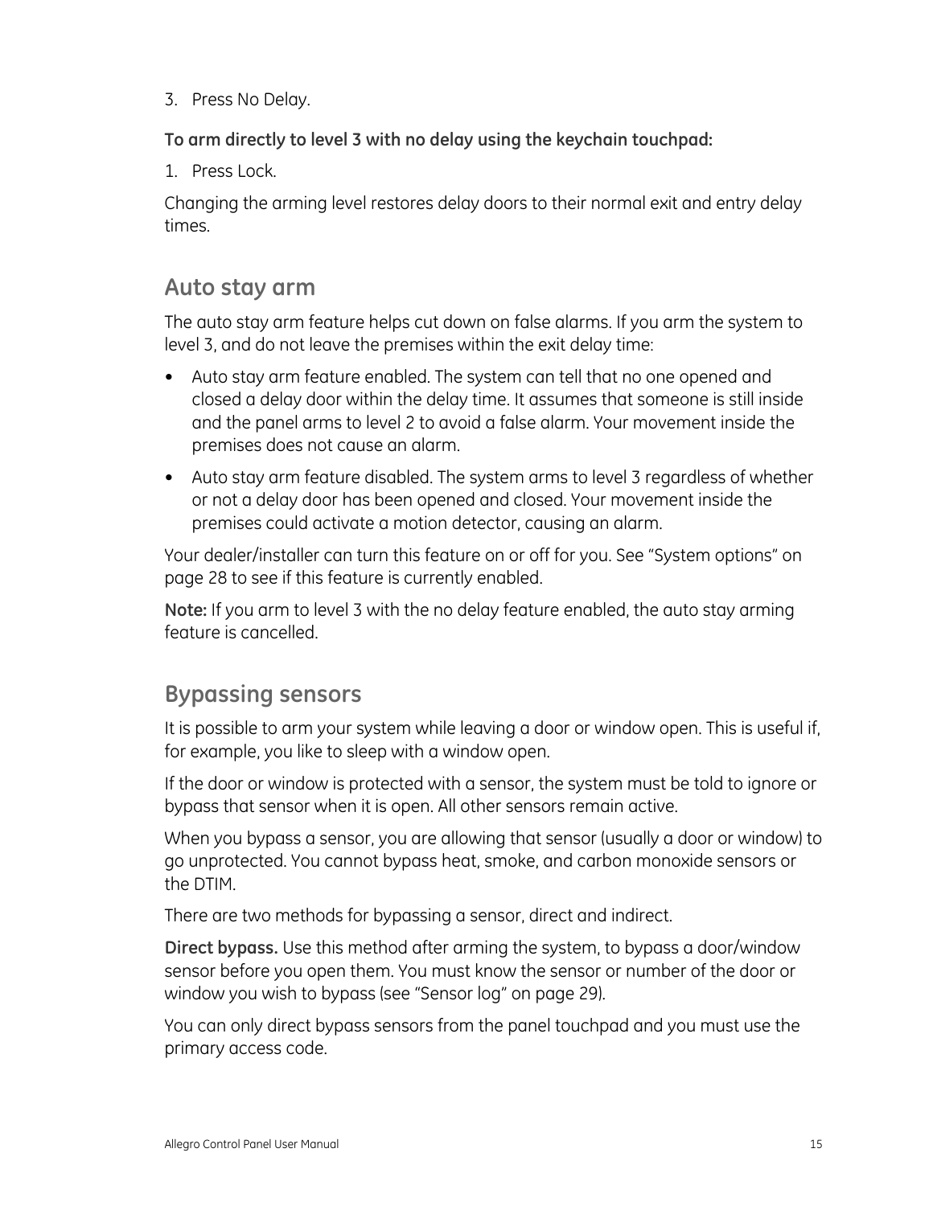3. Press No Delay.

**To arm directly to level 3 with no delay using the keychain touchpad:**

1. Press Lock.

Changing the arming level restores delay doors to their normal exit and entry delay times.

## Auto stay arm

The auto stay arm feature helps cut down on false alarms. If you arm the system to level 3, and do not leave the premises within the exit delay time:

- Auto stay arm feature enabled. The system can tell that no one opened and closed a delay door within the delay time. It assumes that someone is still inside and the panel arms to level 2 to avoid a false alarm. Your movement inside the premises does not cause an alarm.
- Auto stay arm feature disabled. The system arms to level 3 regardless of whether or not a delay door has been opened and closed. Your movement inside the premises could activate a motion detector, causing an alarm.

Your dealer/installer can turn this feature on or off for you. See "System options" on page 28 to see if this feature is currently enabled.

**Note:** If you arm to level 3 with the no delay feature enabled, the auto stay arming feature is cancelled.

## Bypassing sensors

It is possible to arm your system while leaving a door or window open. This is useful if, for example, you like to sleep with a window open.

If the door or window is protected with a sensor, the system must be told to ignore or bypass that sensor when it is open. All other sensors remain active.

When you bypass a sensor, you are allowing that sensor (usually a door or window) to go unprotected. You cannot bypass heat, smoke, and carbon monoxide sensors or the DTIM.

There are two methods for bypassing a sensor, direct and indirect.

**Direct bypass.** Use this method after arming the system, to bypass a door/window sensor before you open them. You must know the sensor or number of the door or window you wish to bypass (see "Sensor log" on page 29).

You can only direct bypass sensors from the panel touchpad and you must use the primary access code.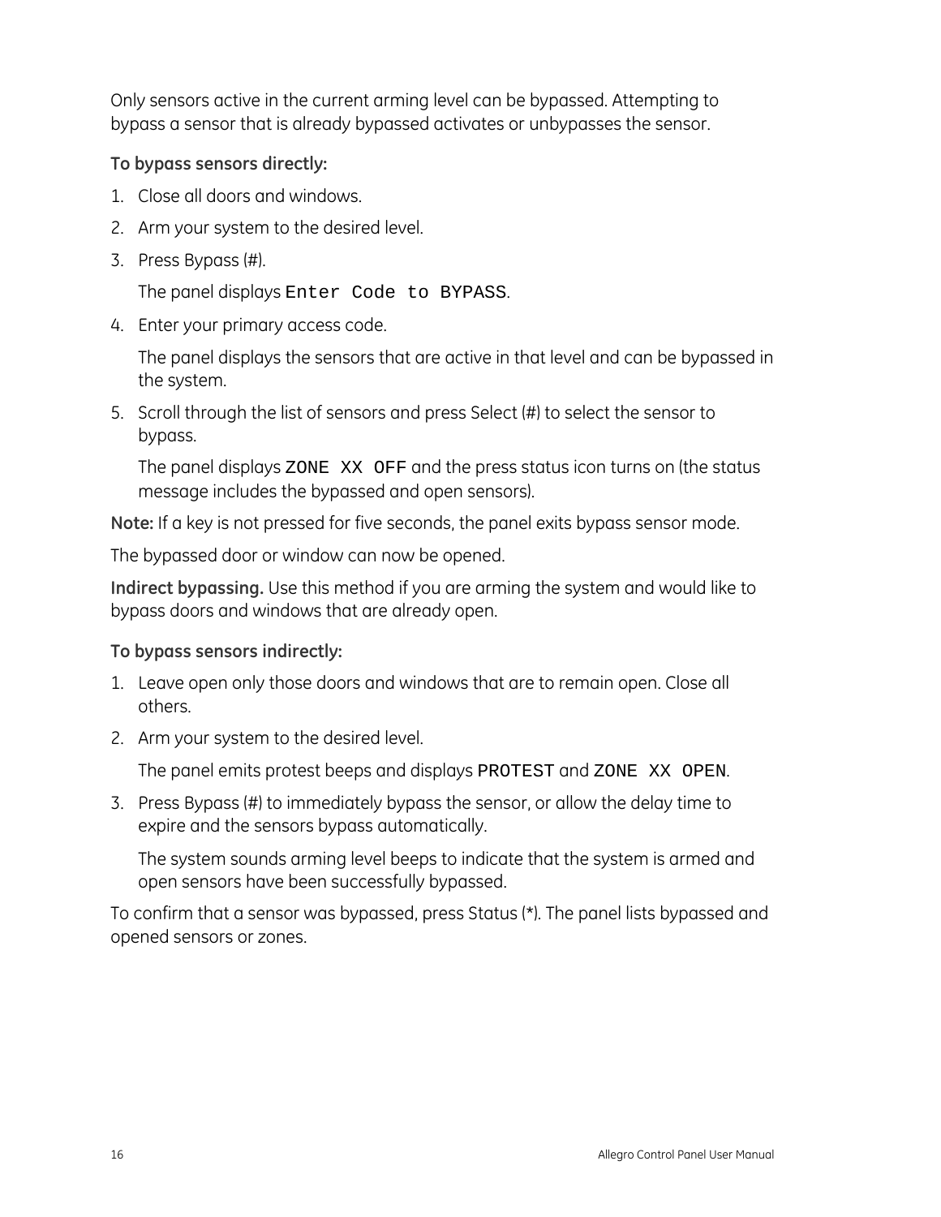Only sensors active in the current arming level can be bypassed. Attempting to bypass a sensor that is already bypassed activates or unbypasses the sensor.

**To bypass sensors directly:**

1. Close all doors and windows.
2. Arm your system to the desired level.
3. Press Bypass (#).

   The panel displays `Enter Code to BYPASS`.
4. Enter your primary access code.

   The panel displays the sensors that are active in that level and can be bypassed in the system.
5. Scroll through the list of sensors and press Select (#) to select the sensor to bypass.

   The panel displays `ZONE XX OFF` and the press status icon turns on (the status message includes the bypassed and open sensors).

**Note:** If a key is not pressed for five seconds, the panel exits bypass sensor mode.

The bypassed door or window can now be opened.

**Indirect bypassing.** Use this method if you are arming the system and would like to bypass doors and windows that are already open.

**To bypass sensors indirectly:**

1. Leave open only those doors and windows that are to remain open. Close all others.
2. Arm your system to the desired level.

   The panel emits protest beeps and displays `PROTEST` and `ZONE XX OPEN`.
3. Press Bypass (#) to immediately bypass the sensor, or allow the delay time to expire and the sensors bypass automatically.

   The system sounds arming level beeps to indicate that the system is armed and open sensors have been successfully bypassed.

To confirm that a sensor was bypassed, press Status (*). The panel lists bypassed and opened sensors or zones.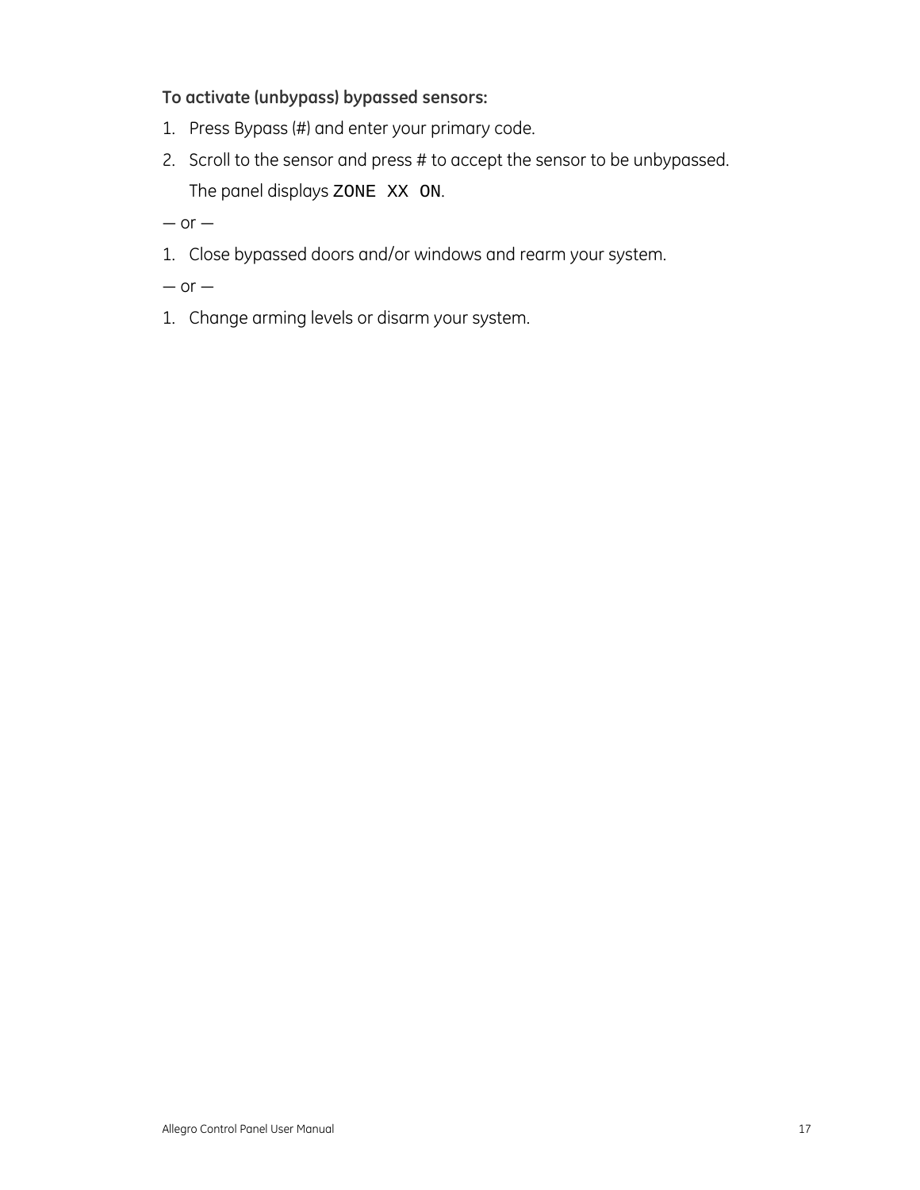**To activate (unbypass) bypassed sensors:**

1. Press Bypass (#) and enter your primary code.
2. Scroll to the sensor and press # to accept the sensor to be unbypassed.

   The panel displays `ZONE XX ON`.

— or —

1. Close bypassed doors and/or windows and rearm your system.

— or —

1. Change arming levels or disarm your system.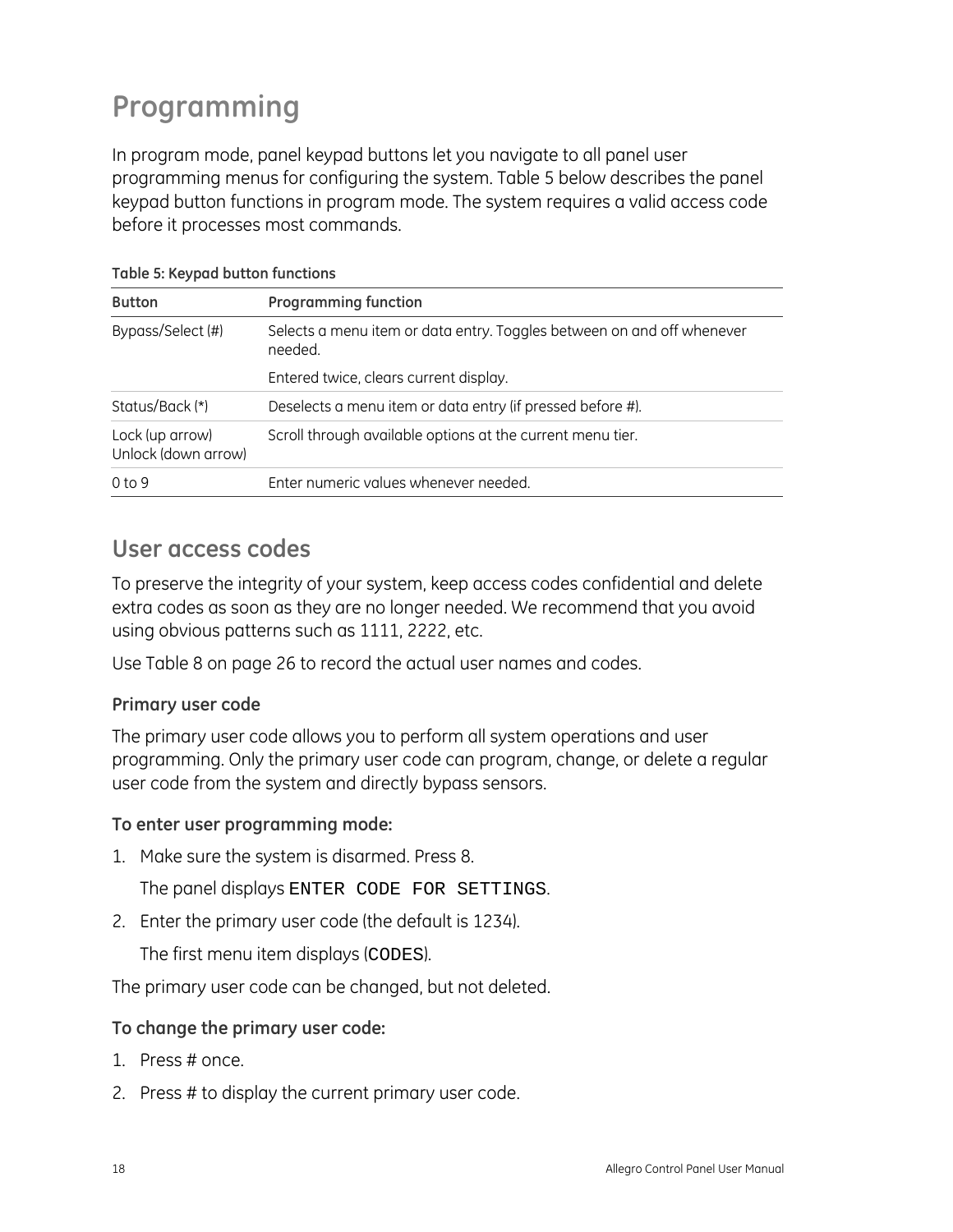# Programming

In program mode, panel keypad buttons let you navigate to all panel user programming menus for configuring the system. Table 5 below describes the panel keypad button functions in program mode. The system requires a valid access code before it processes most commands.

**Table 5: Keypad button functions**

| Button | Programming function |
|---|---|
| Bypass/Select (#) | Selects a menu item or data entry. Toggles between on and off whenever needed. |
| | Entered twice, clears current display. |
| Status/Back (*) | Deselects a menu item or data entry (if pressed before #). |
| Lock (up arrow)<br>Unlock (down arrow) | Scroll through available options at the current menu tier. |
| 0 to 9 | Enter numeric values whenever needed. |

## User access codes

To preserve the integrity of your system, keep access codes confidential and delete extra codes as soon as they are no longer needed. We recommend that you avoid using obvious patterns such as 1111, 2222, etc.

Use Table 8 on page 26 to record the actual user names and codes.

### Primary user code

The primary user code allows you to perform all system operations and user programming. Only the primary user code can program, change, or delete a regular user code from the system and directly bypass sensors.

**To enter user programming mode:**

1. Make sure the system is disarmed. Press 8.

   The panel displays `ENTER CODE FOR SETTINGS`.

2. Enter the primary user code (the default is 1234).

   The first menu item displays (`CODES`).

The primary user code can be changed, but not deleted.

**To change the primary user code:**

1. Press # once.
2. Press # to display the current primary user code.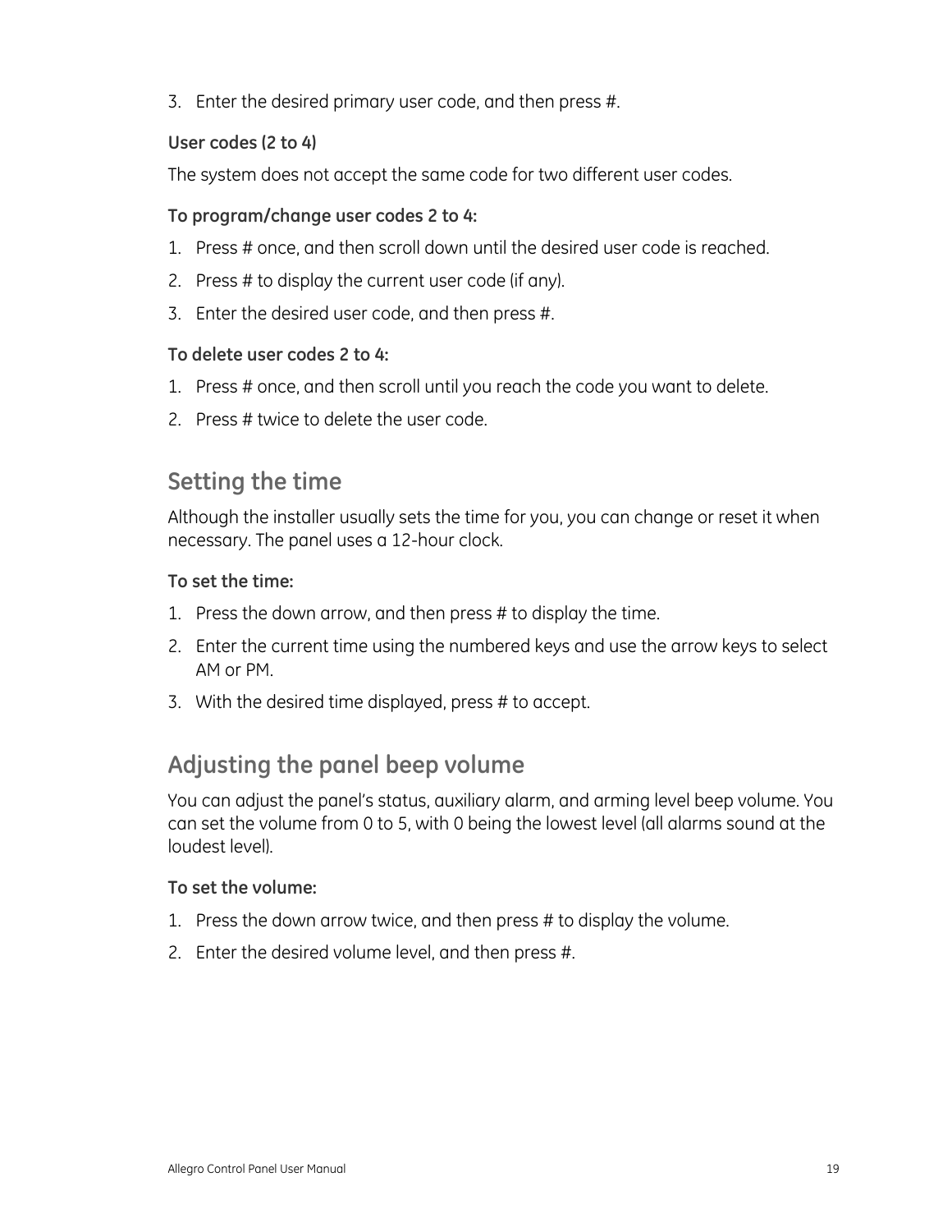3. Enter the desired primary user code, and then press #.

**User codes (2 to 4)**

The system does not accept the same code for two different user codes.

**To program/change user codes 2 to 4:**

1. Press # once, and then scroll down until the desired user code is reached.
2. Press # to display the current user code (if any).
3. Enter the desired user code, and then press #.

**To delete user codes 2 to 4:**

1. Press # once, and then scroll until you reach the code you want to delete.
2. Press # twice to delete the user code.

## Setting the time

Although the installer usually sets the time for you, you can change or reset it when necessary. The panel uses a 12-hour clock.

**To set the time:**

1. Press the down arrow, and then press # to display the time.
2. Enter the current time using the numbered keys and use the arrow keys to select AM or PM.
3. With the desired time displayed, press # to accept.

## Adjusting the panel beep volume

You can adjust the panel's status, auxiliary alarm, and arming level beep volume. You can set the volume from 0 to 5, with 0 being the lowest level (all alarms sound at the loudest level).

**To set the volume:**

1. Press the down arrow twice, and then press # to display the volume.
2. Enter the desired volume level, and then press #.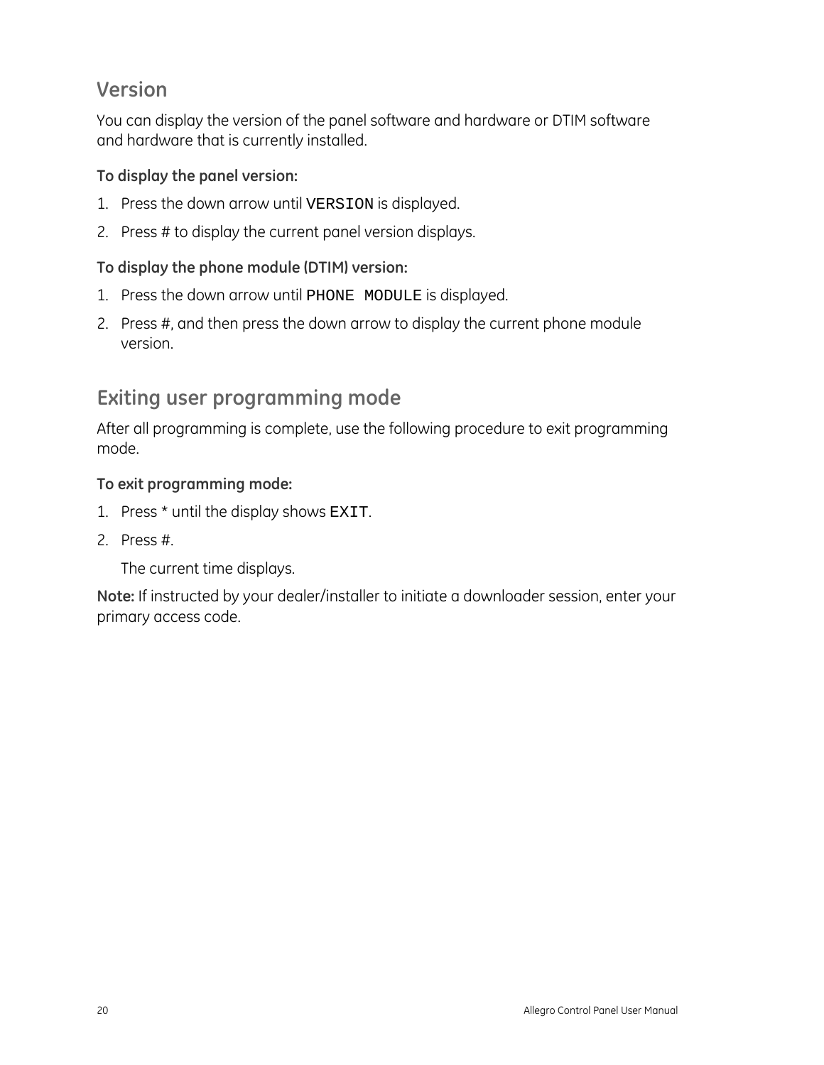## Version

You can display the version of the panel software and hardware or DTIM software and hardware that is currently installed.

**To display the panel version:**

1. Press the down arrow until `VERSION` is displayed.
2. Press # to display the current panel version displays.

**To display the phone module (DTIM) version:**

1. Press the down arrow until `PHONE MODULE` is displayed.
2. Press #, and then press the down arrow to display the current phone module version.

## Exiting user programming mode

After all programming is complete, use the following procedure to exit programming mode.

**To exit programming mode:**

1. Press * until the display shows `EXIT`.
2. Press #.

   The current time displays.

**Note:** If instructed by your dealer/installer to initiate a downloader session, enter your primary access code.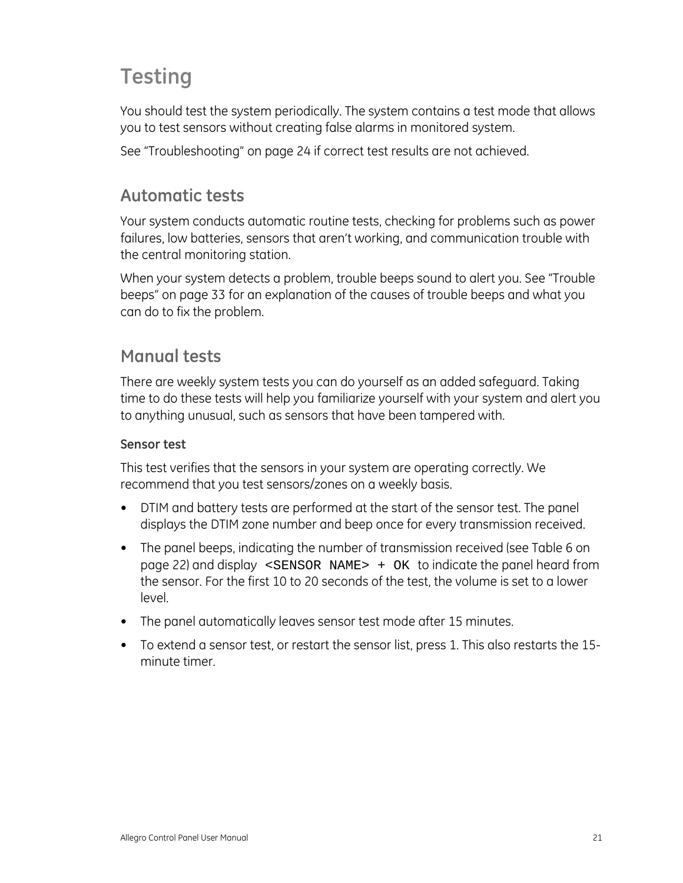# Testing

You should test the system periodically. The system contains a test mode that allows you to test sensors without creating false alarms in monitored system.

See “Troubleshooting” on page 24 if correct test results are not achieved.

## Automatic tests

Your system conducts automatic routine tests, checking for problems such as power failures, low batteries, sensors that aren’t working, and communication trouble with the central monitoring station.

When your system detects a problem, trouble beeps sound to alert you. See “Trouble beeps” on page 33 for an explanation of the causes of trouble beeps and what you can do to fix the problem.

## Manual tests

There are weekly system tests you can do yourself as an added safeguard. Taking time to do these tests will help you familiarize yourself with your system and alert you to anything unusual, such as sensors that have been tampered with.

### Sensor test

This test verifies that the sensors in your system are operating correctly. We recommend that you test sensors/zones on a weekly basis.

- DTIM and battery tests are performed at the start of the sensor test. The panel displays the DTIM zone number and beep once for every transmission received.
- The panel beeps, indicating the number of transmission received (see Table 6 on page 22) and display `<SENSOR NAME> + OK` to indicate the panel heard from the sensor. For the first 10 to 20 seconds of the test, the volume is set to a lower level.
- The panel automatically leaves sensor test mode after 15 minutes.
- To extend a sensor test, or restart the sensor list, press 1. This also restarts the 15-minute timer.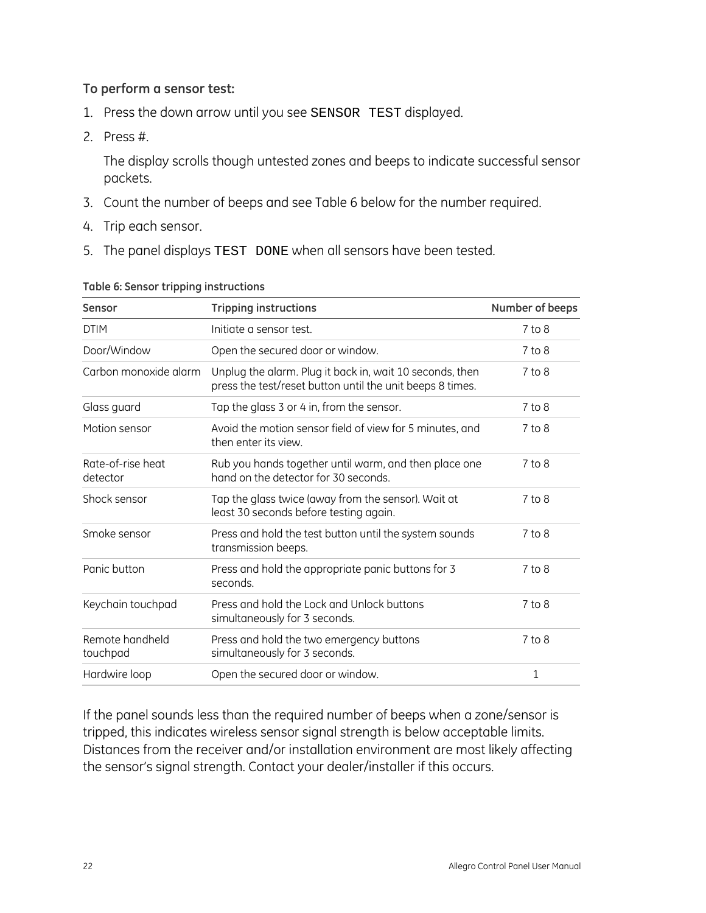**To perform a sensor test:**

1. Press the down arrow until you see `SENSOR TEST` displayed.
2. Press #.

   The display scrolls though untested zones and beeps to indicate successful sensor packets.
3. Count the number of beeps and see Table 6 below for the number required.
4. Trip each sensor.
5. The panel displays `TEST DONE` when all sensors have been tested.

**Table 6: Sensor tripping instructions**

| Sensor | Tripping instructions | Number of beeps |
|---|---|---|
| DTIM | Initiate a sensor test. | 7 to 8 |
| Door/Window | Open the secured door or window. | 7 to 8 |
| Carbon monoxide alarm | Unplug the alarm. Plug it back in, wait 10 seconds, then press the test/reset button until the unit beeps 8 times. | 7 to 8 |
| Glass guard | Tap the glass 3 or 4 in, from the sensor. | 7 to 8 |
| Motion sensor | Avoid the motion sensor field of view for 5 minutes, and then enter its view. | 7 to 8 |
| Rate-of-rise heat detector | Rub you hands together until warm, and then place one hand on the detector for 30 seconds. | 7 to 8 |
| Shock sensor | Tap the glass twice (away from the sensor). Wait at least 30 seconds before testing again. | 7 to 8 |
| Smoke sensor | Press and hold the test button until the system sounds transmission beeps. | 7 to 8 |
| Panic button | Press and hold the appropriate panic buttons for 3 seconds. | 7 to 8 |
| Keychain touchpad | Press and hold the Lock and Unlock buttons simultaneously for 3 seconds. | 7 to 8 |
| Remote handheld touchpad | Press and hold the two emergency buttons simultaneously for 3 seconds. | 7 to 8 |
| Hardwire loop | Open the secured door or window. | 1 |

If the panel sounds less than the required number of beeps when a zone/sensor is tripped, this indicates wireless sensor signal strength is below acceptable limits. Distances from the receiver and/or installation environment are most likely affecting the sensor's signal strength. Contact your dealer/installer if this occurs.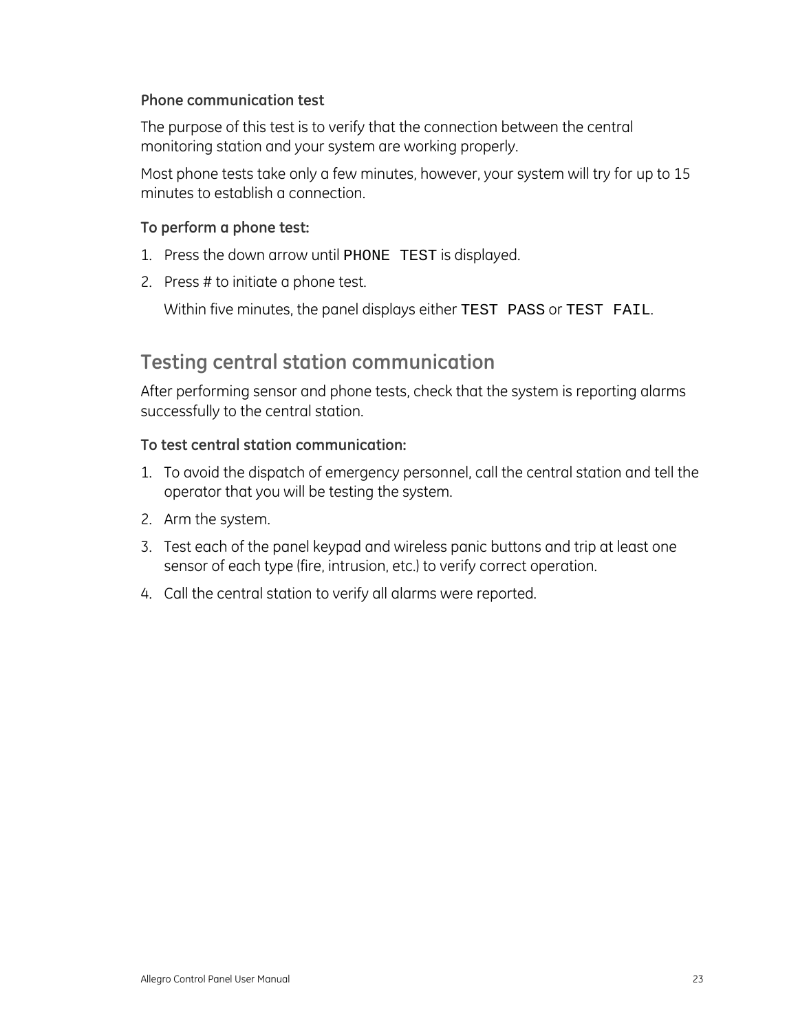### Phone communication test

The purpose of this test is to verify that the connection between the central monitoring station and your system are working properly.

Most phone tests take only a few minutes, however, your system will try for up to 15 minutes to establish a connection.

**To perform a phone test:**

1. Press the down arrow until `PHONE TEST` is displayed.
2. Press # to initiate a phone test.

   Within five minutes, the panel displays either `TEST PASS` or `TEST FAIL`.

## Testing central station communication

After performing sensor and phone tests, check that the system is reporting alarms successfully to the central station.

**To test central station communication:**

1. To avoid the dispatch of emergency personnel, call the central station and tell the operator that you will be testing the system.
2. Arm the system.
3. Test each of the panel keypad and wireless panic buttons and trip at least one sensor of each type (fire, intrusion, etc.) to verify correct operation.
4. Call the central station to verify all alarms were reported.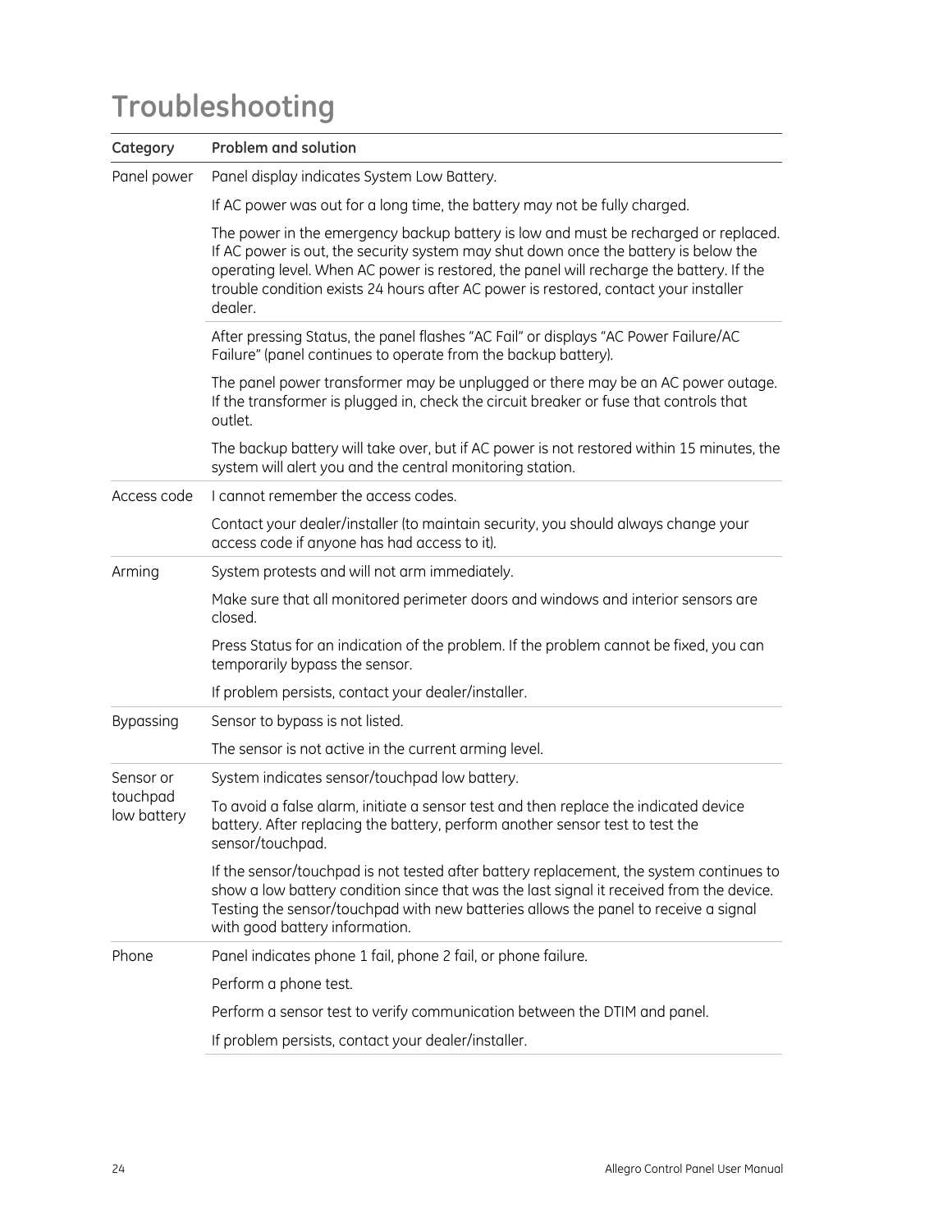# Troubleshooting

| Category | Problem and solution |
|---|---|
| Panel power | Panel display indicates System Low Battery. |
| | If AC power was out for a long time, the battery may not be fully charged. |
| | The power in the emergency backup battery is low and must be recharged or replaced. If AC power is out, the security system may shut down once the battery is below the operating level. When AC power is restored, the panel will recharge the battery. If the trouble condition exists 24 hours after AC power is restored, contact your installer dealer. |
| | After pressing Status, the panel flashes "AC Fail" or displays "AC Power Failure/AC Failure" (panel continues to operate from the backup battery). |
| | The panel power transformer may be unplugged or there may be an AC power outage. If the transformer is plugged in, check the circuit breaker or fuse that controls that outlet. |
| | The backup battery will take over, but if AC power is not restored within 15 minutes, the system will alert you and the central monitoring station. |
| Access code | I cannot remember the access codes. |
| | Contact your dealer/installer (to maintain security, you should always change your access code if anyone has had access to it). |
| Arming | System protests and will not arm immediately. |
| | Make sure that all monitored perimeter doors and windows and interior sensors are closed. |
| | Press Status for an indication of the problem. If the problem cannot be fixed, you can temporarily bypass the sensor. |
| | If problem persists, contact your dealer/installer. |
| Bypassing | Sensor to bypass is not listed. |
| | The sensor is not active in the current arming level. |
| Sensor or touchpad low battery | System indicates sensor/touchpad low battery. |
| | To avoid a false alarm, initiate a sensor test and then replace the indicated device battery. After replacing the battery, perform another sensor test to test the sensor/touchpad. |
| | If the sensor/touchpad is not tested after battery replacement, the system continues to show a low battery condition since that was the last signal it received from the device. Testing the sensor/touchpad with new batteries allows the panel to receive a signal with good battery information. |
| Phone | Panel indicates phone 1 fail, phone 2 fail, or phone failure. |
| | Perform a phone test. |
| | Perform a sensor test to verify communication between the DTIM and panel. |
| | If problem persists, contact your dealer/installer. |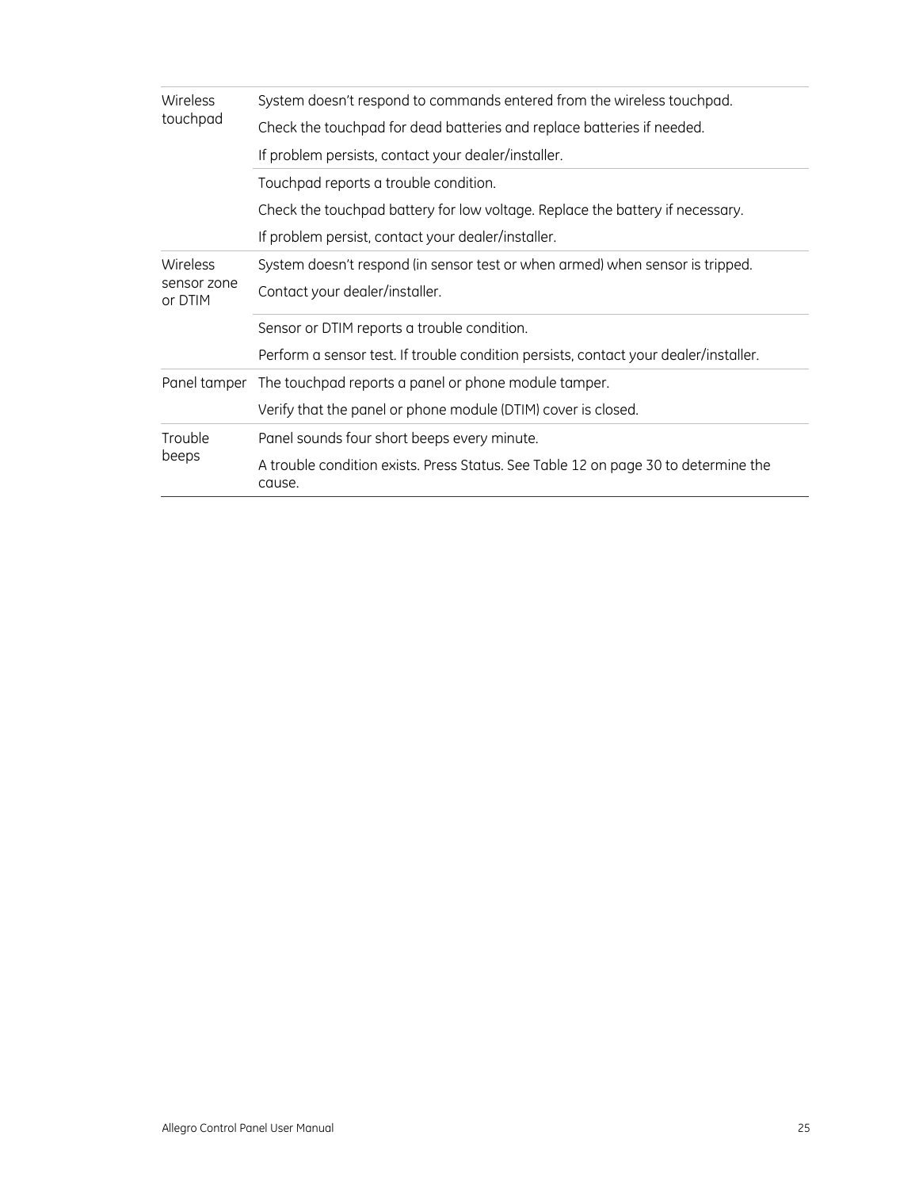| | |
|---|---|
| Wireless touchpad | System doesn't respond to commands entered from the wireless touchpad.<br>Check the touchpad for dead batteries and replace batteries if needed.<br>If problem persists, contact your dealer/installer. |
| | Touchpad reports a trouble condition.<br>Check the touchpad battery for low voltage. Replace the battery if necessary.<br>If problem persist, contact your dealer/installer. |
| Wireless sensor zone or DTIM | System doesn't respond (in sensor test or when armed) when sensor is tripped.<br>Contact your dealer/installer. |
| | Sensor or DTIM reports a trouble condition.<br>Perform a sensor test. If trouble condition persists, contact your dealer/installer. |
| Panel tamper | The touchpad reports a panel or phone module tamper.<br>Verify that the panel or phone module (DTIM) cover is closed. |
| Trouble beeps | Panel sounds four short beeps every minute.<br>A trouble condition exists. Press Status. See Table 12 on page 30 to determine the cause. |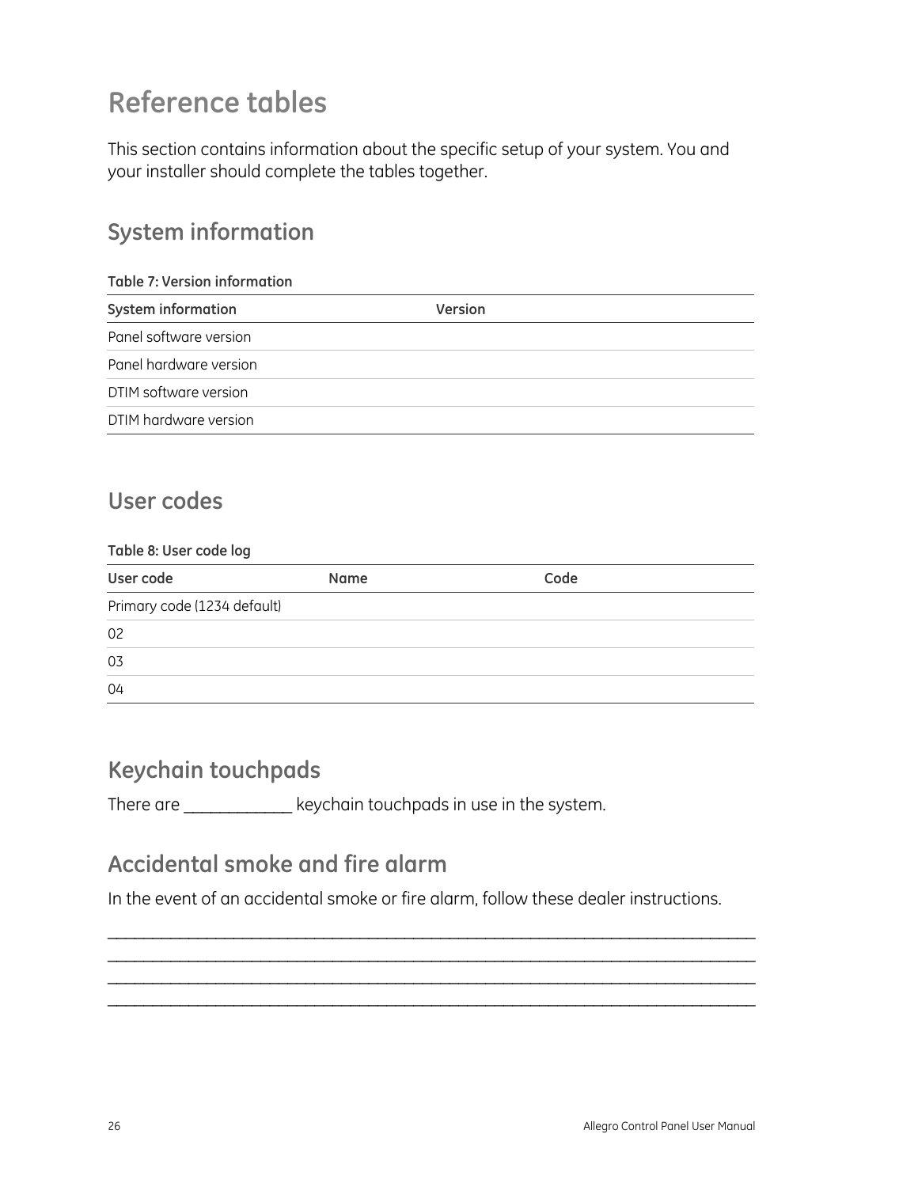# Reference tables

This section contains information about the specific setup of your system. You and your installer should complete the tables together.

## System information

**Table 7: Version information**

| System information | Version |
| --- | --- |
| Panel software version | |
| Panel hardware version | |
| DTIM software version | |
| DTIM hardware version | |

## User codes

**Table 8: User code log**

| User code | Name | Code |
| --- | --- | --- |
| Primary code (1234 default) | | |
| 02 | | |
| 03 | | |
| 04 | | |

## Keychain touchpads

There are ____________ keychain touchpads in use in the system.

## Accidental smoke and fire alarm

In the event of an accidental smoke or fire alarm, follow these dealer instructions.

______________________________________________________________________________
______________________________________________________________________________
______________________________________________________________________________
______________________________________________________________________________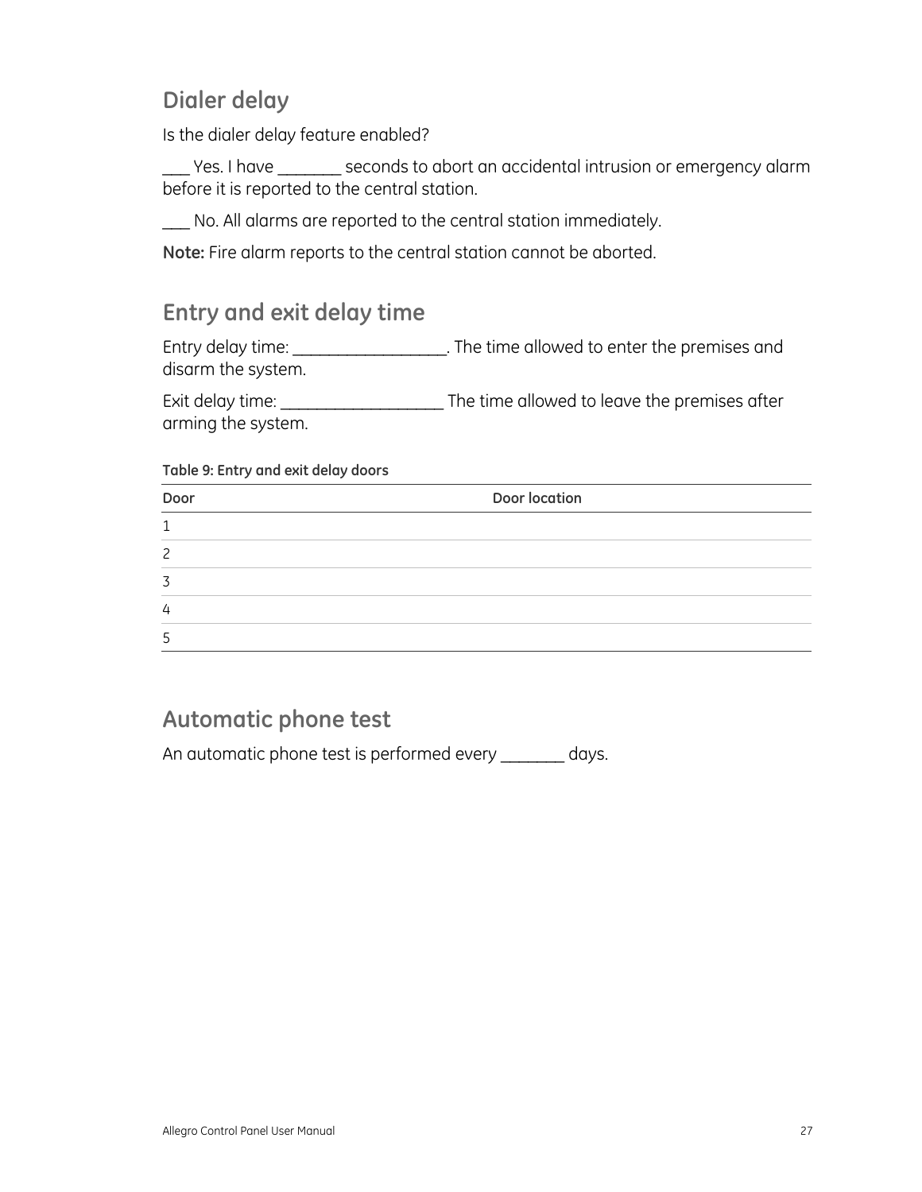## Dialer delay

Is the dialer delay feature enabled?

___ Yes. I have _______ seconds to abort an accidental intrusion or emergency alarm before it is reported to the central station.

___ No. All alarms are reported to the central station immediately.

**Note:** Fire alarm reports to the central station cannot be aborted.

## Entry and exit delay time

Entry delay time: _________________. The time allowed to enter the premises and disarm the system.

Exit delay time: __________________ The time allowed to leave the premises after arming the system.

**Table 9: Entry and exit delay doors**

| Door | Door location |
|---|---|
| 1 | |
| 2 | |
| 3 | |
| 4 | |
| 5 | |

## Automatic phone test

An automatic phone test is performed every _______ days.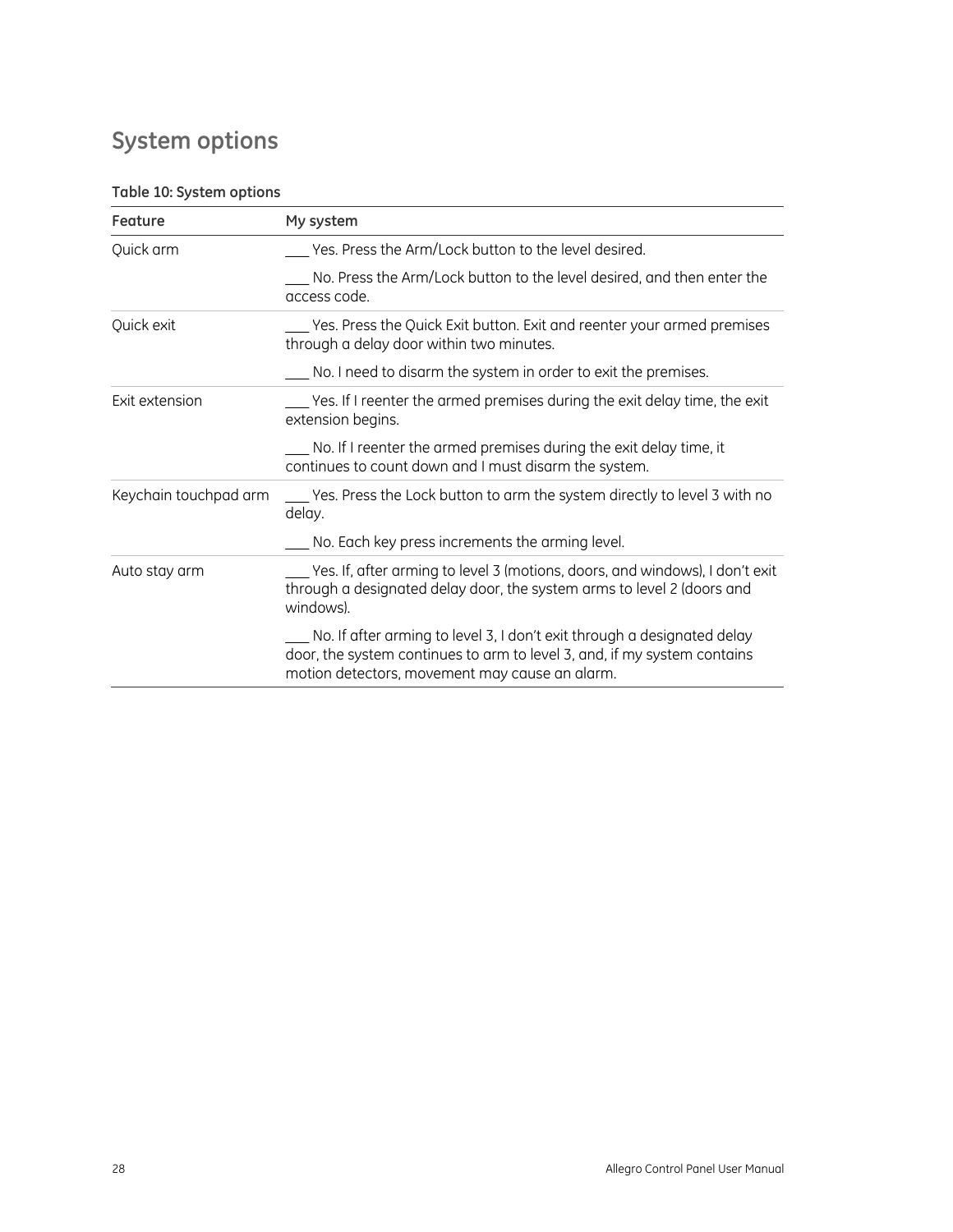# System options

**Table 10: System options**

| Feature | My system |
| --- | --- |
| Quick arm | ___ Yes. Press the Arm/Lock button to the level desired. |
| | ___ No. Press the Arm/Lock button to the level desired, and then enter the access code. |
| Quick exit | ___ Yes. Press the Quick Exit button. Exit and reenter your armed premises through a delay door within two minutes. |
| | ___ No. I need to disarm the system in order to exit the premises. |
| Exit extension | ___ Yes. If I reenter the armed premises during the exit delay time, the exit extension begins. |
| | ___ No. If I reenter the armed premises during the exit delay time, it continues to count down and I must disarm the system. |
| Keychain touchpad arm | ___ Yes. Press the Lock button to arm the system directly to level 3 with no delay. |
| | ___ No. Each key press increments the arming level. |
| Auto stay arm | ___ Yes. If, after arming to level 3 (motions, doors, and windows), I don't exit through a designated delay door, the system arms to level 2 (doors and windows). |
| | ___ No. If after arming to level 3, I don't exit through a designated delay door, the system continues to arm to level 3, and, if my system contains motion detectors, movement may cause an alarm. |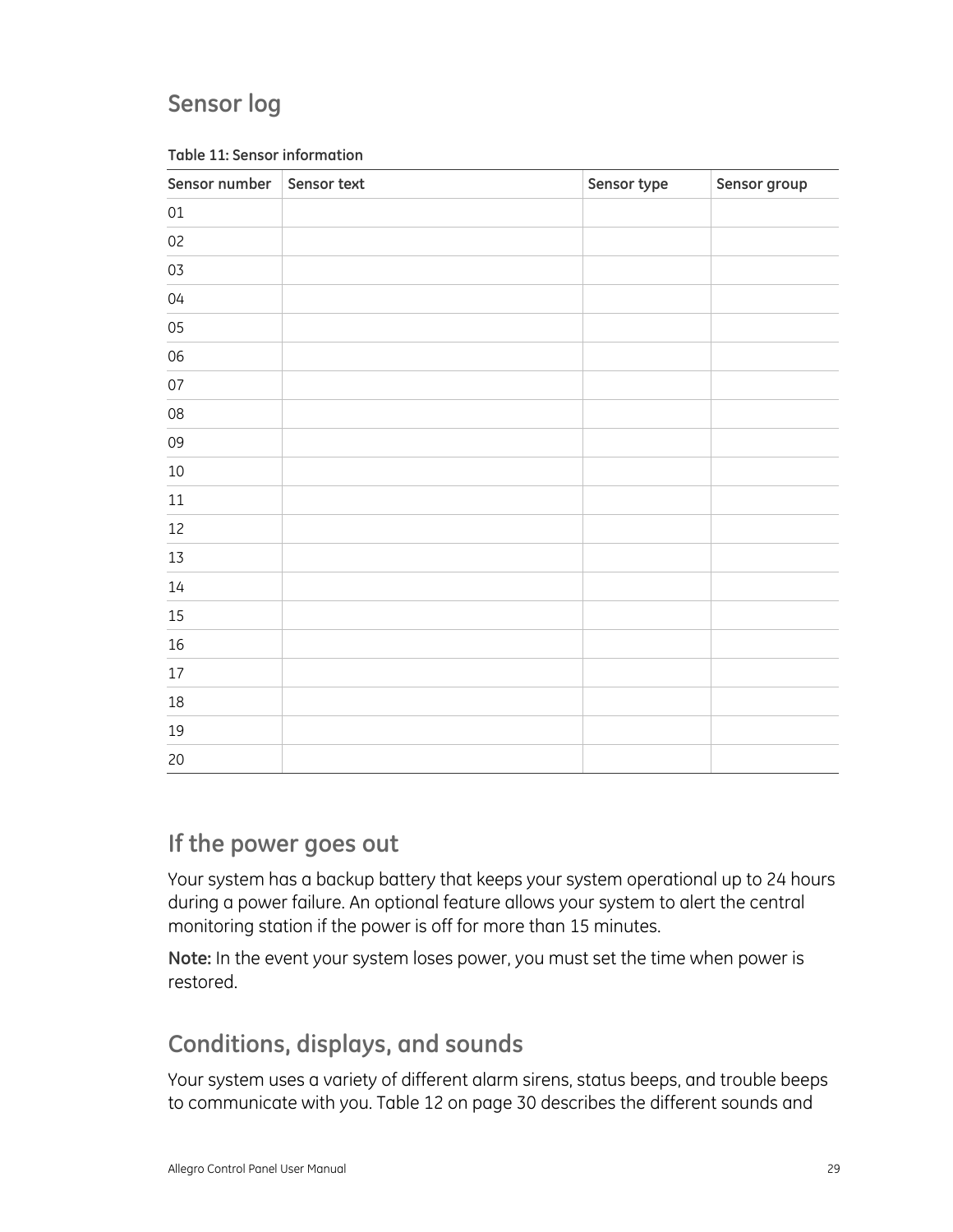## Sensor log

**Table 11: Sensor information**

| Sensor number | Sensor text | Sensor type | Sensor group |
|---|---|---|---|
| 01 | | | |
| 02 | | | |
| 03 | | | |
| 04 | | | |
| 05 | | | |
| 06 | | | |
| 07 | | | |
| 08 | | | |
| 09 | | | |
| 10 | | | |
| 11 | | | |
| 12 | | | |
| 13 | | | |
| 14 | | | |
| 15 | | | |
| 16 | | | |
| 17 | | | |
| 18 | | | |
| 19 | | | |
| 20 | | | |

## If the power goes out

Your system has a backup battery that keeps your system operational up to 24 hours during a power failure. An optional feature allows your system to alert the central monitoring station if the power is off for more than 15 minutes.

**Note:** In the event your system loses power, you must set the time when power is restored.

## Conditions, displays, and sounds

Your system uses a variety of different alarm sirens, status beeps, and trouble beeps to communicate with you. Table 12 on page 30 describes the different sounds and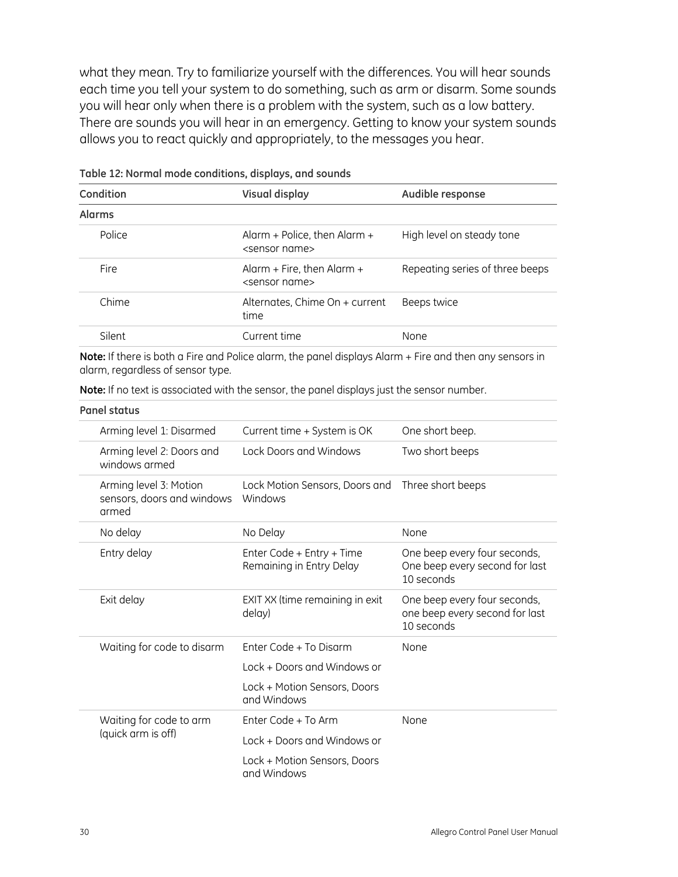what they mean. Try to familiarize yourself with the differences. You will hear sounds each time you tell your system to do something, such as arm or disarm. Some sounds you will hear only when there is a problem with the system, such as a low battery. There are sounds you will hear in an emergency. Getting to know your system sounds allows you to react quickly and appropriately, to the messages you hear.

**Table 12: Normal mode conditions, displays, and sounds**

| Condition | Visual display | Audible response |
|---|---|---|
| **Alarms** | | |
| Police | Alarm + Police, then Alarm + <sensor name> | High level on steady tone |
| Fire | Alarm + Fire, then Alarm + <sensor name> | Repeating series of three beeps |
| Chime | Alternates, Chime On + current time | Beeps twice |
| Silent | Current time | None |

**Note:** If there is both a Fire and Police alarm, the panel displays Alarm + Fire and then any sensors in alarm, regardless of sensor type.

**Note:** If no text is associated with the sensor, the panel displays just the sensor number.

| Condition | Visual display | Audible response |
|---|---|---|
| **Panel status** | | |
| Arming level 1: Disarmed | Current time + System is OK | One short beep. |
| Arming level 2: Doors and windows armed | Lock Doors and Windows | Two short beeps |
| Arming level 3: Motion sensors, doors and windows armed | Lock Motion Sensors, Doors and Windows | Three short beeps |
| No delay | No Delay | None |
| Entry delay | Enter Code + Entry + Time Remaining in Entry Delay | One beep every four seconds, One beep every second for last 10 seconds |
| Exit delay | EXIT XX (time remaining in exit delay) | One beep every four seconds, one beep every second for last 10 seconds |
| Waiting for code to disarm | Enter Code + To Disarm<br>Lock + Doors and Windows or<br>Lock + Motion Sensors, Doors and Windows | None |
| Waiting for code to arm (quick arm is off) | Enter Code + To Arm<br>Lock + Doors and Windows or<br>Lock + Motion Sensors, Doors and Windows | None |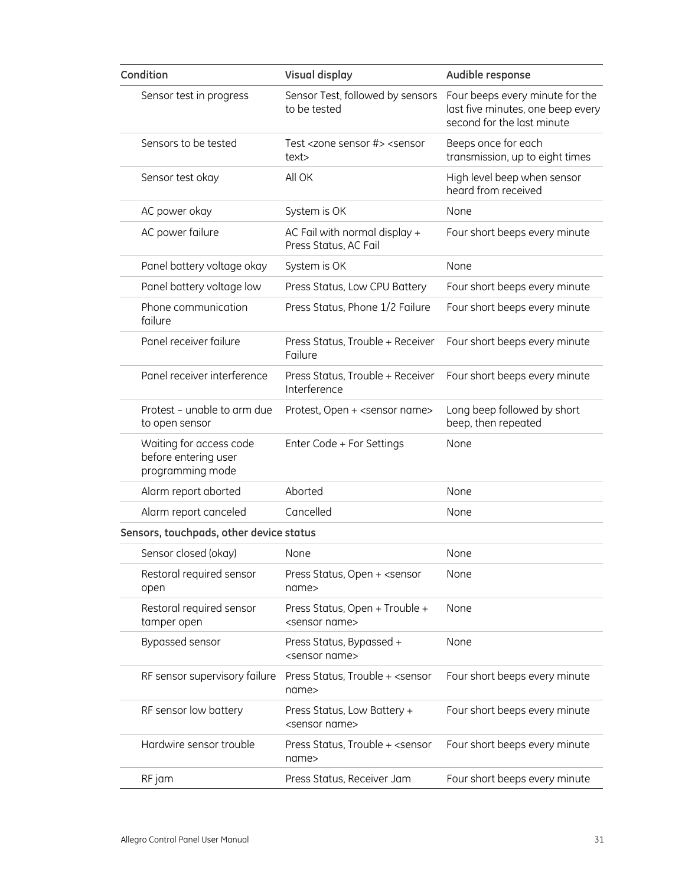| Condition | Visual display | Audible response |
|---|---|---|
| Sensor test in progress | Sensor Test, followed by sensors to be tested | Four beeps every minute for the last five minutes, one beep every second for the last minute |
| Sensors to be tested | Test <zone sensor #> <sensor text> | Beeps once for each transmission, up to eight times |
| Sensor test okay | All OK | High level beep when sensor heard from received |
| AC power okay | System is OK | None |
| AC power failure | AC Fail with normal display + Press Status, AC Fail | Four short beeps every minute |
| Panel battery voltage okay | System is OK | None |
| Panel battery voltage low | Press Status, Low CPU Battery | Four short beeps every minute |
| Phone communication failure | Press Status, Phone 1/2 Failure | Four short beeps every minute |
| Panel receiver failure | Press Status, Trouble + Receiver Failure | Four short beeps every minute |
| Panel receiver interference | Press Status, Trouble + Receiver Interference | Four short beeps every minute |
| Protest – unable to arm due to open sensor | Protest, Open + <sensor name> | Long beep followed by short beep, then repeated |
| Waiting for access code before entering user programming mode | Enter Code + For Settings | None |
| Alarm report aborted | Aborted | None |
| Alarm report canceled | Cancelled | None |
| **Sensors, touchpads, other device status** | | |
| Sensor closed (okay) | None | None |
| Restoral required sensor open | Press Status, Open + <sensor name> | None |
| Restoral required sensor tamper open | Press Status, Open + Trouble + <sensor name> | None |
| Bypassed sensor | Press Status, Bypassed + <sensor name> | None |
| RF sensor supervisory failure | Press Status, Trouble + <sensor name> | Four short beeps every minute |
| RF sensor low battery | Press Status, Low Battery + <sensor name> | Four short beeps every minute |
| Hardwire sensor trouble | Press Status, Trouble + <sensor name> | Four short beeps every minute |
| RF jam | Press Status, Receiver Jam | Four short beeps every minute |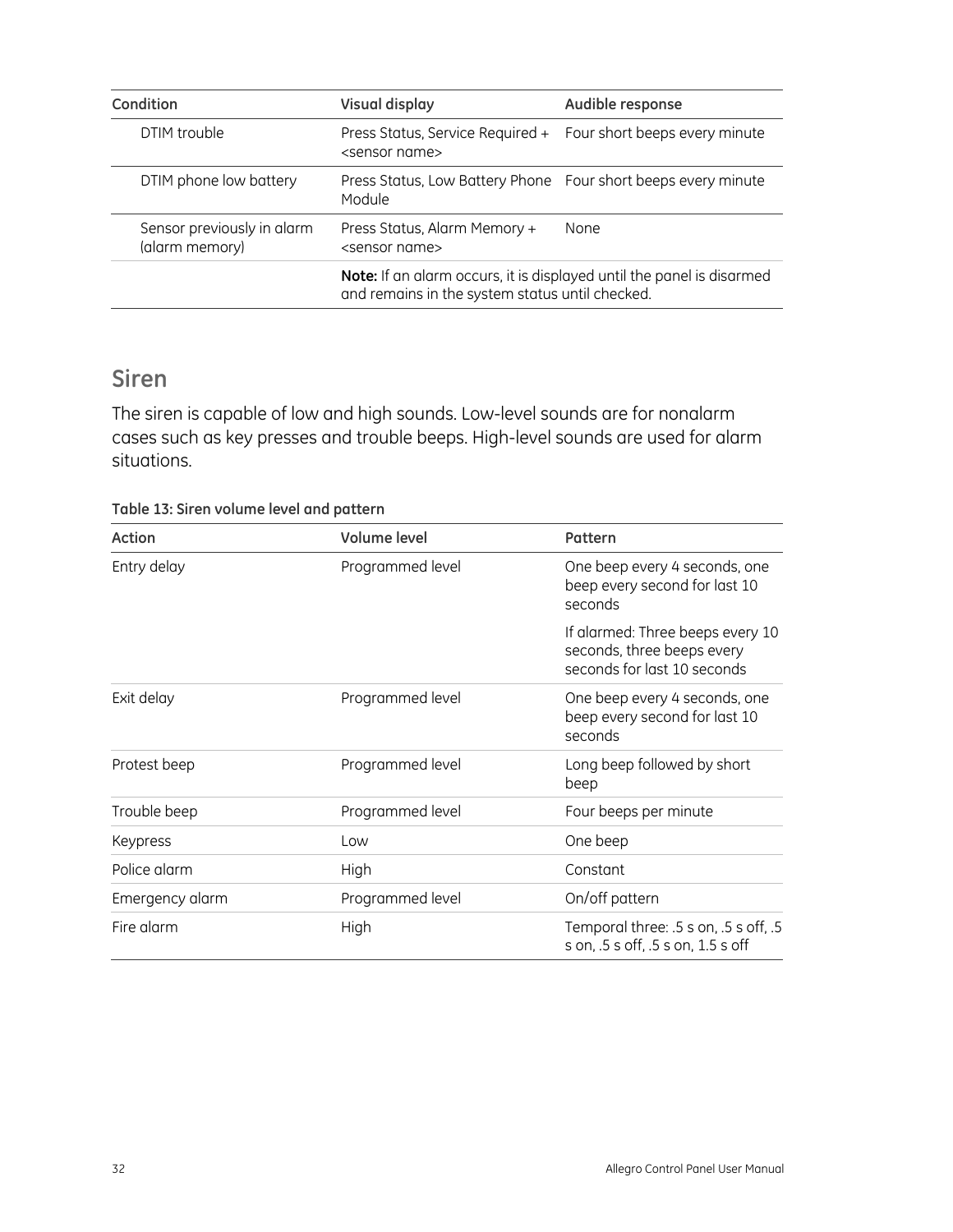| Condition | Visual display | Audible response |
|---|---|---|
| DTIM trouble | Press Status, Service Required + <sensor name> | Four short beeps every minute |
| DTIM phone low battery | Press Status, Low Battery Phone Module | Four short beeps every minute |
| Sensor previously in alarm (alarm memory) | Press Status, Alarm Memory + <sensor name> | None |
| | **Note:** If an alarm occurs, it is displayed until the panel is disarmed and remains in the system status until checked. | |

## Siren

The siren is capable of low and high sounds. Low-level sounds are for nonalarm cases such as key presses and trouble beeps. High-level sounds are used for alarm situations.

**Table 13: Siren volume level and pattern**

| Action | Volume level | Pattern |
|---|---|---|
| Entry delay | Programmed level | One beep every 4 seconds, one beep every second for last 10 seconds<br><br>If alarmed: Three beeps every 10 seconds, three beeps every seconds for last 10 seconds |
| Exit delay | Programmed level | One beep every 4 seconds, one beep every second for last 10 seconds |
| Protest beep | Programmed level | Long beep followed by short beep |
| Trouble beep | Programmed level | Four beeps per minute |
| Keypress | Low | One beep |
| Police alarm | High | Constant |
| Emergency alarm | Programmed level | On/off pattern |
| Fire alarm | High | Temporal three: .5 s on, .5 s off, .5 s on, .5 s off, .5 s on, 1.5 s off |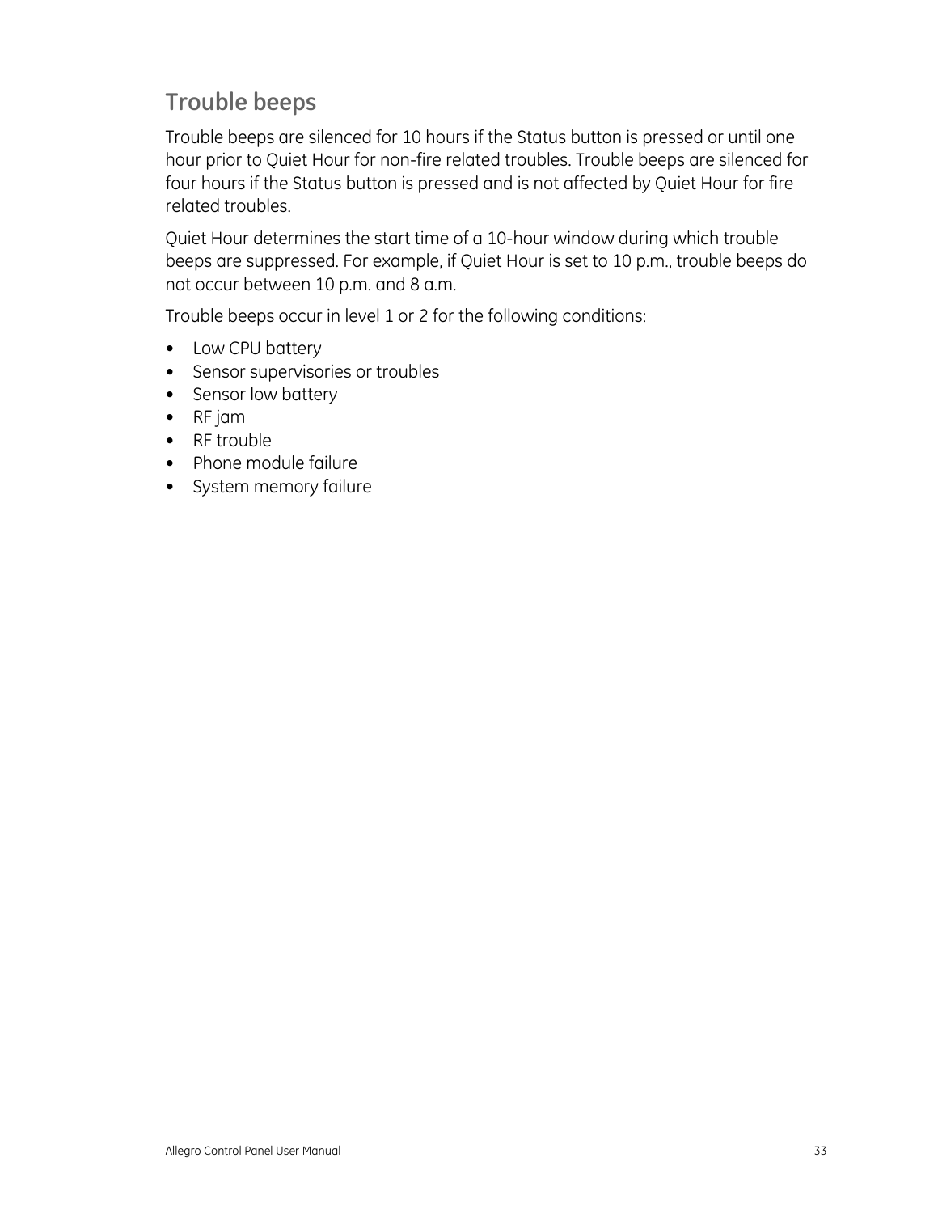## Trouble beeps

Trouble beeps are silenced for 10 hours if the Status button is pressed or until one hour prior to Quiet Hour for non-fire related troubles. Trouble beeps are silenced for four hours if the Status button is pressed and is not affected by Quiet Hour for fire related troubles.

Quiet Hour determines the start time of a 10-hour window during which trouble beeps are suppressed. For example, if Quiet Hour is set to 10 p.m., trouble beeps do not occur between 10 p.m. and 8 a.m.

Trouble beeps occur in level 1 or 2 for the following conditions:

- Low CPU battery
- Sensor supervisories or troubles
- Sensor low battery
- RF jam
- RF trouble
- Phone module failure
- System memory failure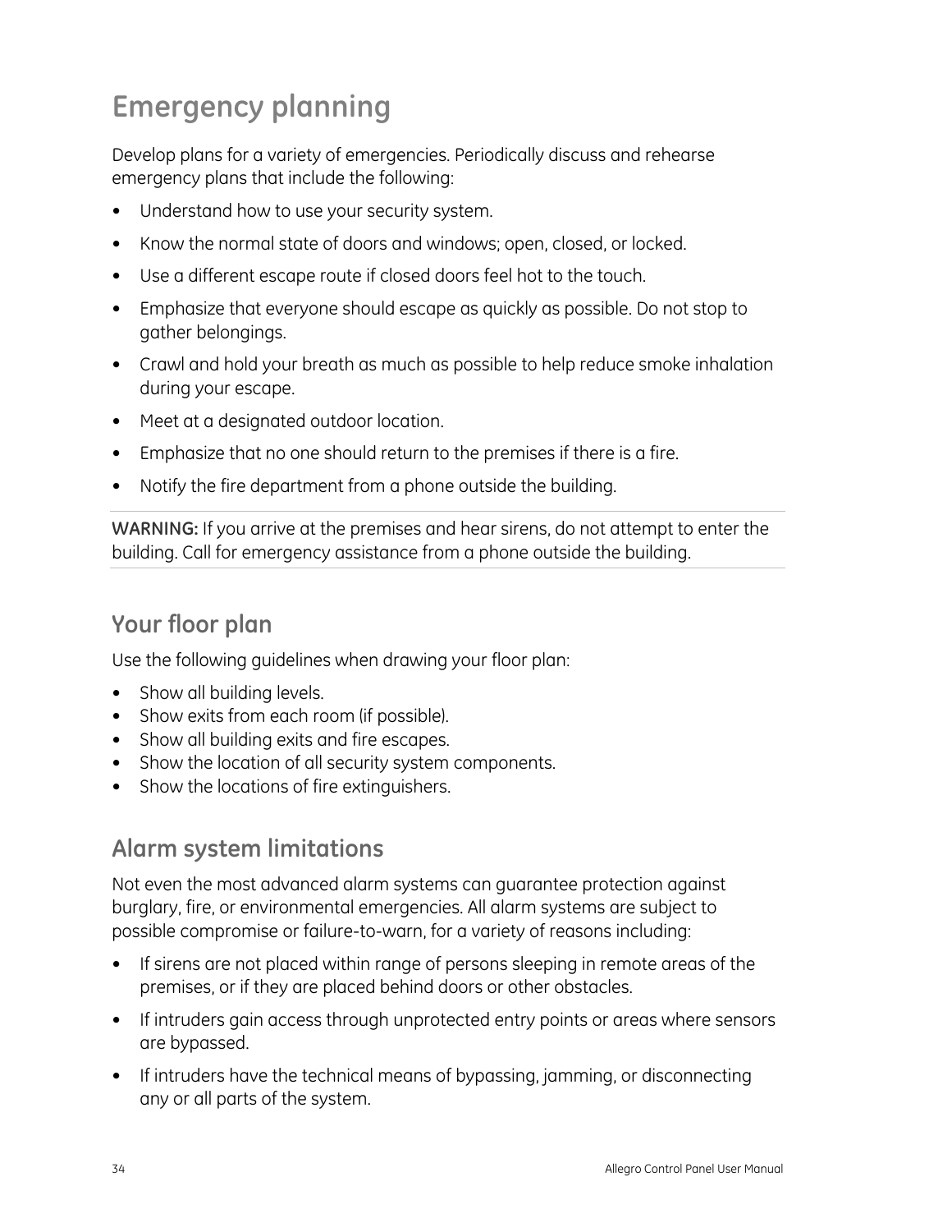# Emergency planning

Develop plans for a variety of emergencies. Periodically discuss and rehearse emergency plans that include the following:

- Understand how to use your security system.
- Know the normal state of doors and windows; open, closed, or locked.
- Use a different escape route if closed doors feel hot to the touch.
- Emphasize that everyone should escape as quickly as possible. Do not stop to gather belongings.
- Crawl and hold your breath as much as possible to help reduce smoke inhalation during your escape.
- Meet at a designated outdoor location.
- Emphasize that no one should return to the premises if there is a fire.
- Notify the fire department from a phone outside the building.

**WARNING:** If you arrive at the premises and hear sirens, do not attempt to enter the building. Call for emergency assistance from a phone outside the building.

## Your floor plan

Use the following guidelines when drawing your floor plan:

- Show all building levels.
- Show exits from each room (if possible).
- Show all building exits and fire escapes.
- Show the location of all security system components.
- Show the locations of fire extinguishers.

## Alarm system limitations

Not even the most advanced alarm systems can guarantee protection against burglary, fire, or environmental emergencies. All alarm systems are subject to possible compromise or failure-to-warn, for a variety of reasons including:

- If sirens are not placed within range of persons sleeping in remote areas of the premises, or if they are placed behind doors or other obstacles.
- If intruders gain access through unprotected entry points or areas where sensors are bypassed.
- If intruders have the technical means of bypassing, jamming, or disconnecting any or all parts of the system.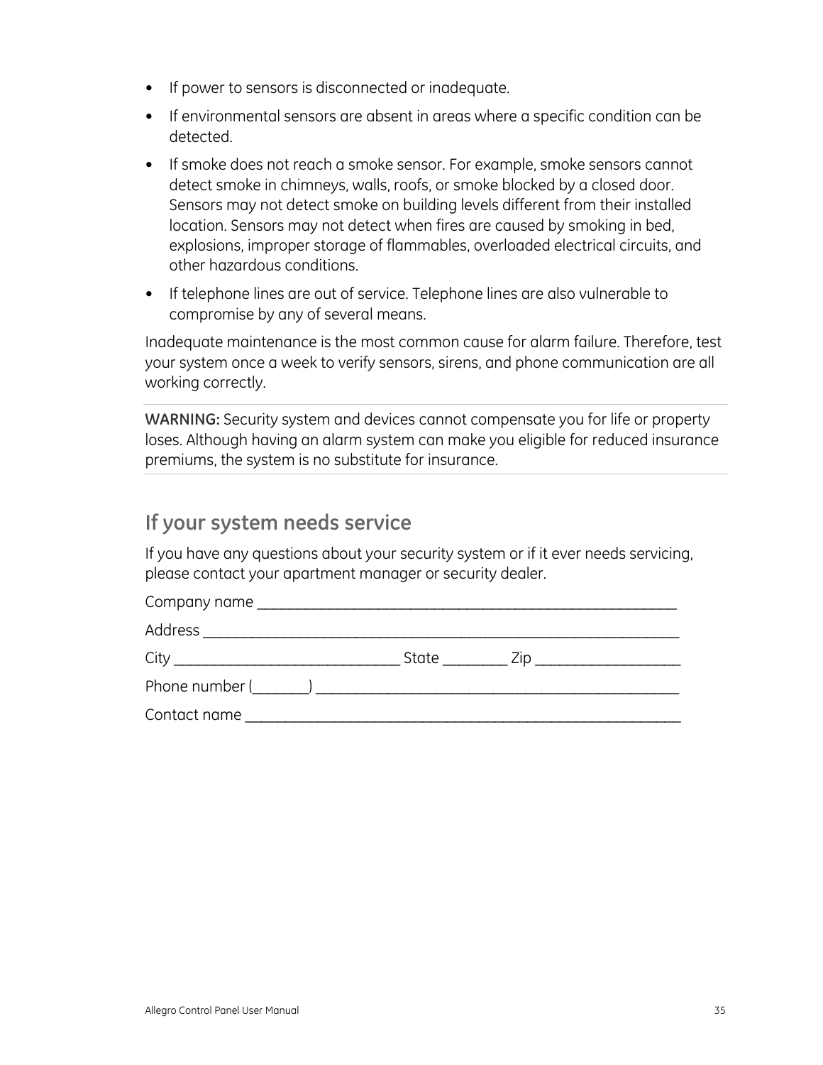- If power to sensors is disconnected or inadequate.
- If environmental sensors are absent in areas where a specific condition can be detected.
- If smoke does not reach a smoke sensor. For example, smoke sensors cannot detect smoke in chimneys, walls, roofs, or smoke blocked by a closed door. Sensors may not detect smoke on building levels different from their installed location. Sensors may not detect when fires are caused by smoking in bed, explosions, improper storage of flammables, overloaded electrical circuits, and other hazardous conditions.
- If telephone lines are out of service. Telephone lines are also vulnerable to compromise by any of several means.

Inadequate maintenance is the most common cause for alarm failure. Therefore, test your system once a week to verify sensors, sirens, and phone communication are all working correctly.

---

**WARNING:** Security system and devices cannot compensate you for life or property loses. Although having an alarm system can make you eligible for reduced insurance premiums, the system is no substitute for insurance.

---

## If your system needs service

If you have any questions about your security system or if it ever needs servicing, please contact your apartment manager or security dealer.

Company name ______________________________________________________

Address __________________________________________________________

City ____________________________ State ________ Zip _________________

Phone number (_______) _____________________________________________

Contact name ______________________________________________________